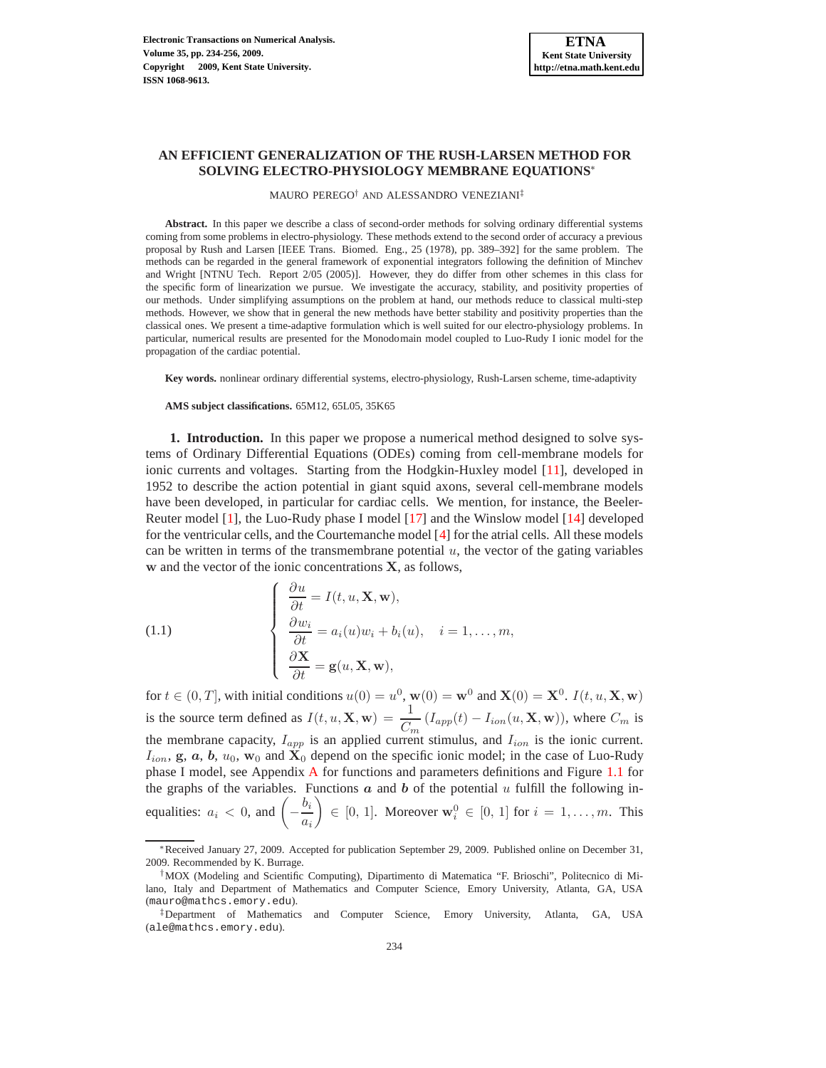# AN EFFICIENT GENERALIZATION OF THE RUSH-LARSEN METHOD FOR SOLVING ELECTRO-PHYSIOLOGY MEMBRANE EQUATIONS*

MAURO PEREGO† AND ALESSANDRO VENEZIANI‡

**Abstract.** In this paper we describe a class of second-order methods for solving ordinary differential systems coming from some problems in electro-physiology. These methods extend to the second order of accuracy a previous proposal by Rush and Larsen [IEEE Trans. Biomed. Eng., 25 (1978), pp. 389–392] for the same problem. The methods can be regarded in the general framework of exponential integrators following the definition of Minchev and Wright [NTNU Tech. Report 2/05 (2005)]. However, they do differ from other schemes in this class for the specific form of linearization we pursue. We investigate the accuracy, stability, and positivity properties of our methods. Under simplifying assumptions on the problem at hand, our methods reduce to classical multi-step methods. However, we show that in general the new methods have better stability and positivity properties than the classical ones. We present a time-adaptive formulation which is well suited for our electro-physiology problems. In particular, numerical results are presented for the Monodomain model coupled to Luo-Rudy I ionic model for the propagation of the cardiac potential.

**Key words.** nonlinear ordinary differential systems, electro-physiology, Rush-Larsen scheme, time-adaptivity

**AMS subject classifications.** 65M12, 65L05, 35K65

**1. Introduction.** In this paper we propose a numerical method designed to solve systems of Ordinary Differential Equations (ODEs) coming from cell-membrane models for ionic currents and voltages. Starting from the Hodgkin-Huxley model [11], developed in 1952 to describe the action potential in giant squid axons, several cell-membrane models have been developed, in particular for cardiac cells. We mention, for instance, the Beeler-Reuter model [1], the Luo-Rudy phase I model [17] and the Winslow model [14] developed for the ventricular cells, and the Courtemanche model [4] for the atrial cells. All these models can be written in terms of the transmembrane potential $u$, the vector of the gating variables $\mathbf{w}$ and the vector of the ionic concentrations $\mathbf{X}$, as follows,

$$
\left\{
\begin{array}{l}
\dfrac{\partial u}{\partial t} = I(t, u, \mathbf{X}, \mathbf{w}), \\[2mm]
\dfrac{\partial w_i}{\partial t} = a_i(u) w_i + b_i(u), \quad i = 1, \ldots, m, \\[2mm]
\dfrac{\partial \mathbf{X}}{\partial t} = \mathbf{g}(u, \mathbf{X}, \mathbf{w}),
\end{array}
\right.
\tag{1.1}
$$

for $t \in (0, T]$, with initial conditions $u(0) = u^0$, $\mathbf{w}(0) = \mathbf{w}^0$ and $\mathbf{X}(0) = \mathbf{X}^0$. $I(t, u, \mathbf{X}, \mathbf{w})$ is the source term defined as $I(t, u, \mathbf{X}, \mathbf{w}) = \dfrac{1}{C_m}\left(I_{app}(t) - I_{ion}(u, \mathbf{X}, \mathbf{w})\right)$, where $C_m$ is the membrane capacity, $I_{app}$ is an applied current stimulus, and $I_{ion}$ is the ionic current. $I_{ion}$, $\mathbf{g}$, $\boldsymbol{a}$, $\boldsymbol{b}$, $u_0$, $\mathbf{w}_0$ and $\mathbf{X}_0$ depend on the specific ionic model; in the case of Luo-Rudy phase I model, see Appendix A for functions and parameters definitions and Figure 1.1 for the graphs of the variables. Functions $\boldsymbol{a}$ and $\boldsymbol{b}$ of the potential $u$ fulfill the following inequalities: $a_i < 0$, and $\left(-\dfrac{b_i}{a_i}\right) \in [0, 1]$. Moreover $\mathbf{w}_i^0 \in [0, 1]$ for $i = 1, \ldots, m$. This

---

*Received January 27, 2009. Accepted for publication September 29, 2009. Published online on December 31, 2009. Recommended by K. Burrage.

†MOX (Modeling and Scientific Computing), Dipartimento di Matematica "F. Brioschi", Politecnico di Milano, Italy and Department of Mathematics and Computer Science, Emory University, Atlanta, GA, USA (mauro@mathcs.emory.edu).

‡Department of Mathematics and Computer Science, Emory University, Atlanta, GA, USA (ale@mathcs.emory.edu).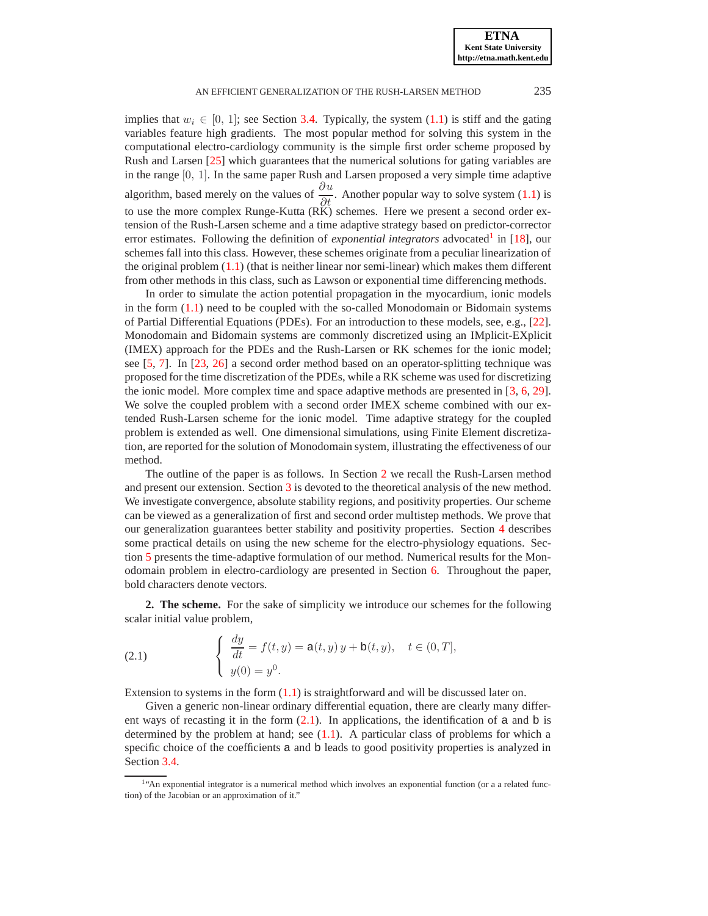implies that $w_i \in [0, 1]$; see Section 3.4. Typically, the system (1.1) is stiff and the gating variables feature high gradients. The most popular method for solving this system in the computational electro-cardiology community is the simple first order scheme proposed by Rush and Larsen [25] which guarantees that the numerical solutions for gating variables are in the range $[0, 1]$. In the same paper Rush and Larsen proposed a very simple time adaptive algorithm, based merely on the values of $\dfrac{\partial u}{\partial t}$. Another popular way to solve system (1.1) is to use the more complex Runge-Kutta (RK) schemes. Here we present a second order extension of the Rush-Larsen scheme and a time adaptive strategy based on predictor-corrector error estimates. Following the definition of *exponential integrators* advocated[1] in [18], our schemes fall into this class. However, these schemes originate from a peculiar linearization of the original problem (1.1) (that is neither linear nor semi-linear) which makes them different from other methods in this class, such as Lawson or exponential time differencing methods.

In order to simulate the action potential propagation in the myocardium, ionic models in the form (1.1) need to be coupled with the so-called Monodomain or Bidomain systems of Partial Differential Equations (PDEs). For an introduction to these models, see, e.g., [22]. Monodomain and Bidomain systems are commonly discretized using an IMplicit-EXplicit (IMEX) approach for the PDEs and the Rush-Larsen or RK schemes for the ionic model; see [5, 7]. In [23, 26] a second order method based on an operator-splitting technique was proposed for the time discretization of the PDEs, while a RK scheme was used for discretizing the ionic model. More complex time and space adaptive methods are presented in [3, 6, 29]. We solve the coupled problem with a second order IMEX scheme combined with our extended Rush-Larsen scheme for the ionic model. Time adaptive strategy for the coupled problem is extended as well. One dimensional simulations, using Finite Element discretization, are reported for the solution of Monodomain system, illustrating the effectiveness of our method.

The outline of the paper is as follows. In Section 2 we recall the Rush-Larsen method and present our extension. Section 3 is devoted to the theoretical analysis of the new method. We investigate convergence, absolute stability regions, and positivity properties. Our scheme can be viewed as a generalization of first and second order multistep methods. We prove that our generalization guarantees better stability and positivity properties. Section 4 describes some practical details on using the new scheme for the electro-physiology equations. Section 5 presents the time-adaptive formulation of our method. Numerical results for the Monodomain problem in electro-cardiology are presented in Section 6. Throughout the paper, bold characters denote vectors.

## 2. The scheme.

For the sake of simplicity we introduce our schemes for the following scalar initial value problem,

$$
(2.1) \qquad \begin{cases} \dfrac{dy}{dt} = f(t,y) = \mathsf{a}(t,y)\,y + \mathsf{b}(t,y), & t \in (0,T], \\ y(0) = y^0. \end{cases}
$$

Extension to systems in the form (1.1) is straightforward and will be discussed later on.

Given a generic non-linear ordinary differential equation, there are clearly many different ways of recasting it in the form (2.1). In applications, the identification of $\mathsf{a}$ and $\mathsf{b}$ is determined by the problem at hand; see (1.1). A particular class of problems for which a specific choice of the coefficients $\mathsf{a}$ and $\mathsf{b}$ leads to good positivity properties is analyzed in Section 3.4.

[1] "An exponential integrator is a numerical method which involves an exponential function (or a a related function) of the Jacobian or an approximation of it."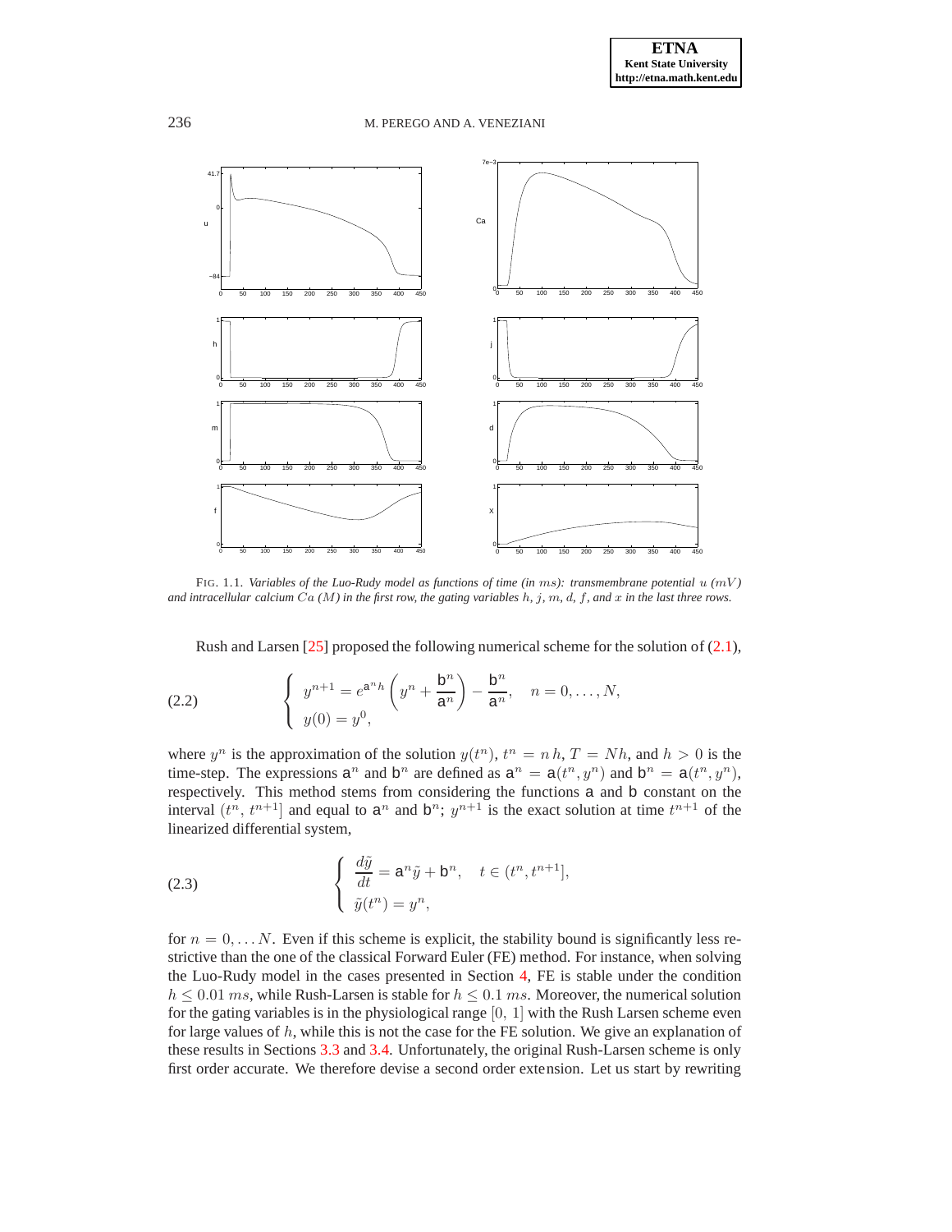FIG. 1.1. *Variables of the Luo-Rudy model as functions of time (in $ms$): transmembrane potential $u$ ($mV$) and intracellular calcium $Ca$ ($M$) in the first row, the gating variables $h$, $j$, $m$, $d$, $f$, and $x$ in the last three rows.*

Rush and Larsen [25] proposed the following numerical scheme for the solution of (2.1),

$$
\text{(2.2)} \qquad \begin{cases} y^{n+1} = e^{\mathsf{a}^n h}\left(y^n + \dfrac{\mathsf{b}^n}{\mathsf{a}^n}\right) - \dfrac{\mathsf{b}^n}{\mathsf{a}^n}, \quad n = 0, \ldots, N, \\ y(0) = y^0, \end{cases}
$$

where $y^n$ is the approximation of the solution $y(t^n)$, $t^n = n\,h$, $T = Nh$, and $h > 0$ is the time-step. The expressions $\mathsf{a}^n$ and $\mathsf{b}^n$ are defined as $\mathsf{a}^n = \mathsf{a}(t^n, y^n)$ and $\mathsf{b}^n = \mathsf{a}(t^n, y^n)$, respectively. This method stems from considering the functions $\mathsf{a}$ and $\mathsf{b}$ constant on the interval $(t^n, t^{n+1}]$ and equal to $\mathsf{a}^n$ and $\mathsf{b}^n$; $y^{n+1}$ is the exact solution at time $t^{n+1}$ of the linearized differential system,

$$
\text{(2.3)} \qquad \begin{cases} \dfrac{d\tilde{y}}{dt} = \mathsf{a}^n \tilde{y} + \mathsf{b}^n, \quad t \in (t^n, t^{n+1}], \\ \tilde{y}(t^n) = y^n, \end{cases}
$$

for $n = 0, \ldots N$. Even if this scheme is explicit, the stability bound is significantly less restrictive than the one of the classical Forward Euler (FE) method. For instance, when solving the Luo-Rudy model in the cases presented in Section 4, FE is stable under the condition $h \leq 0.01\ ms$, while Rush-Larsen is stable for $h \leq 0.1\ ms$. Moreover, the numerical solution for the gating variables is in the physiological range $[0,\ 1]$ with the Rush Larsen scheme even for large values of $h$, while this is not the case for the FE solution. We give an explanation of these results in Sections 3.3 and 3.4. Unfortunately, the original Rush-Larsen scheme is only first order accurate. We therefore devise a second order extension. Let us start by rewriting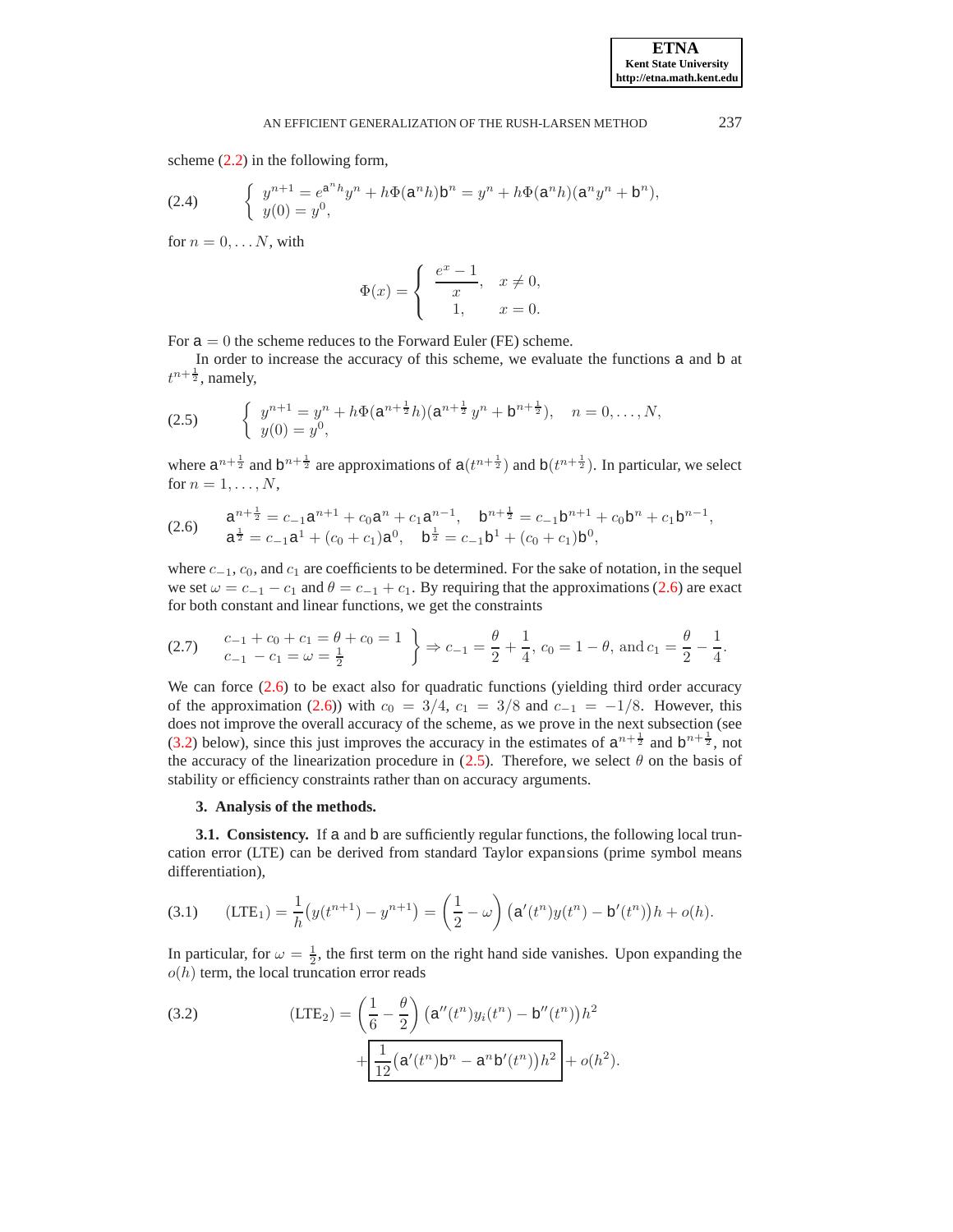scheme (2.2) in the following form,

$$
\text{(2.4)} \qquad \begin{cases} y^{n+1} = e^{\mathsf{a}^n h} y^n + h\Phi(\mathsf{a}^n h)\mathsf{b}^n = y^n + h\Phi(\mathsf{a}^n h)(\mathsf{a}^n y^n + \mathsf{b}^n), \\ y(0) = y^0, \end{cases}
$$

for $n = 0, \dots N$, with

$$
\Phi(x) = \begin{cases} \dfrac{e^x - 1}{x}, & x \neq 0, \\ 1, & x = 0. \end{cases}
$$

For $\mathsf{a} = 0$ the scheme reduces to the Forward Euler (FE) scheme.

In order to increase the accuracy of this scheme, we evaluate the functions $\mathsf{a}$ and $\mathsf{b}$ at $t^{n+\frac{1}{2}}$, namely,

$$
\text{(2.5)} \qquad \begin{cases} y^{n+1} = y^n + h\Phi(\mathsf{a}^{n+\frac{1}{2}} h)(\mathsf{a}^{n+\frac{1}{2}}\, y^n + \mathsf{b}^{n+\frac{1}{2}}), \quad n = 0, \dots, N, \\ y(0) = y^0, \end{cases}
$$

where $\mathsf{a}^{n+\frac{1}{2}}$ and $\mathsf{b}^{n+\frac{1}{2}}$ are approximations of $\mathsf{a}(t^{n+\frac{1}{2}})$ and $\mathsf{b}(t^{n+\frac{1}{2}})$. In particular, we select for $n = 1, \dots, N$,

$$
\text{(2.6)} \qquad \begin{array}{l} \mathsf{a}^{n+\frac{1}{2}} = c_{-1}\mathsf{a}^{n+1} + c_0\mathsf{a}^n + c_1\mathsf{a}^{n-1}, \quad \mathsf{b}^{n+\frac{1}{2}} = c_{-1}\mathsf{b}^{n+1} + c_0\mathsf{b}^n + c_1\mathsf{b}^{n-1}, \\ \mathsf{a}^{\frac{1}{2}} = c_{-1}\mathsf{a}^1 + (c_0 + c_1)\mathsf{a}^0, \quad \mathsf{b}^{\frac{1}{2}} = c_{-1}\mathsf{b}^1 + (c_0 + c_1)\mathsf{b}^0, \end{array}
$$

where $c_{-1}$, $c_0$, and $c_1$ are coefficients to be determined. For the sake of notation, in the sequel we set $\omega = c_{-1} - c_1$ and $\theta = c_{-1} + c_1$. By requiring that the approximations (2.6) are exact for both constant and linear functions, we get the constraints

$$
\text{(2.7)} \qquad \left.\begin{array}{l} c_{-1} + c_0 + c_1 = \theta + c_0 = 1 \\ c_{-1} - c_1 = \omega = \frac{1}{2} \end{array}\right\} \Rightarrow c_{-1} = \frac{\theta}{2} + \frac{1}{4},\ c_0 = 1 - \theta, \text{ and } c_1 = \frac{\theta}{2} - \frac{1}{4}.
$$

We can force (2.6) to be exact also for quadratic functions (yielding third order accuracy of the approximation (2.6)) with $c_0 = 3/4$, $c_1 = 3/8$ and $c_{-1} = -1/8$. However, this does not improve the overall accuracy of the scheme, as we prove in the next subsection (see (3.2) below), since this just improves the accuracy in the estimates of $\mathsf{a}^{n+\frac{1}{2}}$ and $\mathsf{b}^{n+\frac{1}{2}}$, not the accuracy of the linearization procedure in (2.5). Therefore, we select $\theta$ on the basis of stability or efficiency constraints rather than on accuracy arguments.

## 3. Analysis of the methods.

**3.1. Consistency.** If $\mathsf{a}$ and $\mathsf{b}$ are sufficiently regular functions, the following local truncation error (LTE) can be derived from standard Taylor expansions (prime symbol means differentiation),

$$
\text{(3.1)} \qquad (\text{LTE}_1) = \frac{1}{h}\big(y(t^{n+1}) - y^{n+1}\big) = \left(\frac{1}{2} - \omega\right)\big(\mathsf{a}'(t^n)y(t^n) - \mathsf{b}'(t^n)\big)h + o(h).
$$

In particular, for $\omega = \frac{1}{2}$, the first term on the right hand side vanishes. Upon expanding the $o(h)$ term, the local truncation error reads

$$
\text{(3.2)} \qquad \begin{aligned} (\text{LTE}_2) = &\left(\frac{1}{6} - \frac{\theta}{2}\right)\big(\mathsf{a}''(t^n)y_i(t^n) - \mathsf{b}''(t^n)\big)h^2 \\ &+ \boxed{\frac{1}{12}\big(\mathsf{a}'(t^n)\mathsf{b}^n - \mathsf{a}^n\mathsf{b}'(t^n)\big)h^2} + o(h^2). \end{aligned}
$$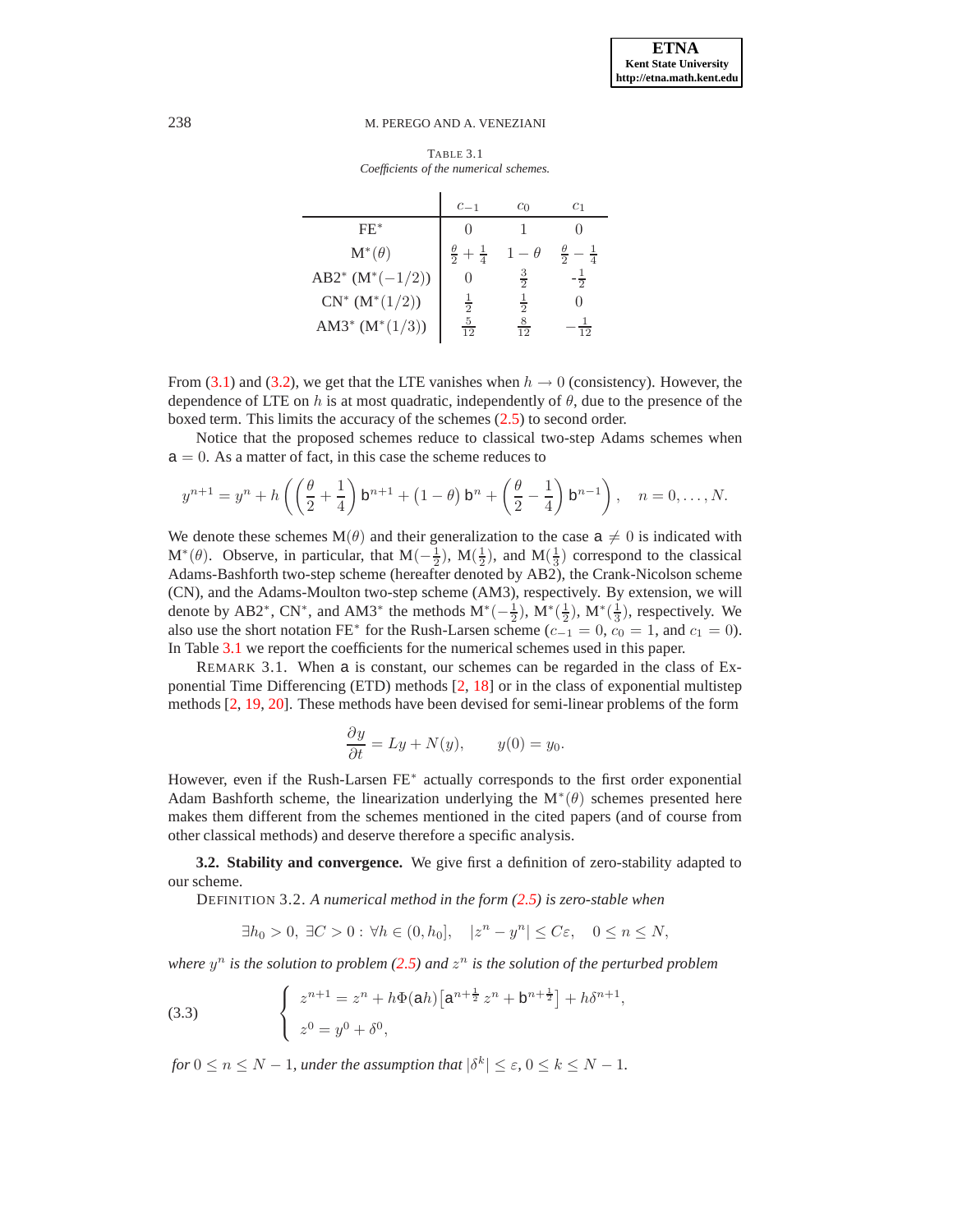TABLE 3.1
*Coefficients of the numerical schemes.*

| | $c_{-1}$ | $c_0$ | $c_1$ |
|---|---|---|---|
| FE$^*$ | $0$ | $1$ | $0$ |
| M$^*(\theta)$ | $\frac{\theta}{2}+\frac{1}{4}$ | $1-\theta$ | $\frac{\theta}{2}-\frac{1}{4}$ |
| AB2$^*$ (M$^*(-1/2)$) | $0$ | $\frac{3}{2}$ | $-\frac{1}{2}$ |
| CN$^*$ (M$^*(1/2)$) | $\frac{1}{2}$ | $\frac{1}{2}$ | $0$ |
| AM3$^*$ (M$^*(1/3)$) | $\frac{5}{12}$ | $\frac{8}{12}$ | $-\frac{1}{12}$ |

From (3.1) and (3.2), we get that the LTE vanishes when $h \to 0$ (consistency). However, the dependence of LTE on $h$ is at most quadratic, independently of $\theta$, due to the presence of the boxed term. This limits the accuracy of the schemes (2.5) to second order.

Notice that the proposed schemes reduce to classical two-step Adams schemes when $\mathsf{a} = 0$. As a matter of fact, in this case the scheme reduces to

$$y^{n+1} = y^n + h\left(\left(\frac{\theta}{2}+\frac{1}{4}\right)\mathsf{b}^{n+1} + (1-\theta)\,\mathsf{b}^n + \left(\frac{\theta}{2}-\frac{1}{4}\right)\mathsf{b}^{n-1}\right), \quad n = 0,\ldots,N.$$

We denote these schemes M$(\theta)$ and their generalization to the case $\mathsf{a} \neq 0$ is indicated with M$^*(\theta)$. Observe, in particular, that M$(-\frac{1}{2})$, M$(\frac{1}{2})$, and M$(\frac{1}{3})$ correspond to the classical Adams-Bashforth two-step scheme (hereafter denoted by AB2), the Crank-Nicolson scheme (CN), and the Adams-Moulton two-step scheme (AM3), respectively. By extension, we will denote by AB2$^*$, CN$^*$, and AM3$^*$ the methods M$^*(-\frac{1}{2})$, M$^*(\frac{1}{2})$, M$^*(\frac{1}{3})$, respectively. We also use the short notation FE$^*$ for the Rush-Larsen scheme ($c_{-1} = 0$, $c_0 = 1$, and $c_1 = 0$). In Table 3.1 we report the coefficients for the numerical schemes used in this paper.

REMARK 3.1. When $\mathsf{a}$ is constant, our schemes can be regarded in the class of Exponential Time Differencing (ETD) methods [2, 18] or in the class of exponential multistep methods [2, 19, 20]. These methods have been devised for semi-linear problems of the form

$$\frac{\partial y}{\partial t} = Ly + N(y), \qquad y(0) = y_0.$$

However, even if the Rush-Larsen FE$^*$ actually corresponds to the first order exponential Adam Bashforth scheme, the linearization underlying the M$^*(\theta)$ schemes presented here makes them different from the schemes mentioned in the cited papers (and of course from other classical methods) and deserve therefore a specific analysis.

**3.2. Stability and convergence.** We give first a definition of zero-stability adapted to our scheme.

DEFINITION 3.2. *A numerical method in the form (2.5) is zero-stable when*

$$\exists h_0 > 0,\ \exists C > 0 : \forall h \in (0, h_0], \quad |z^n - y^n| \leq C\varepsilon, \quad 0 \leq n \leq N,$$

*where $y^n$ is the solution to problem (2.5) and $z^n$ is the solution of the perturbed problem*

$$\begin{cases} z^{n+1} = z^n + h\Phi(\mathsf{a}h)\left[\mathsf{a}^{n+\frac{1}{2}}\, z^n + \mathsf{b}^{n+\frac{1}{2}}\right] + h\delta^{n+1}, \\ z^0 = y^0 + \delta^0, \end{cases} \tag{3.3}$$

*for $0 \leq n \leq N-1$, under the assumption that $|\delta^k| \leq \varepsilon$, $0 \leq k \leq N-1$.*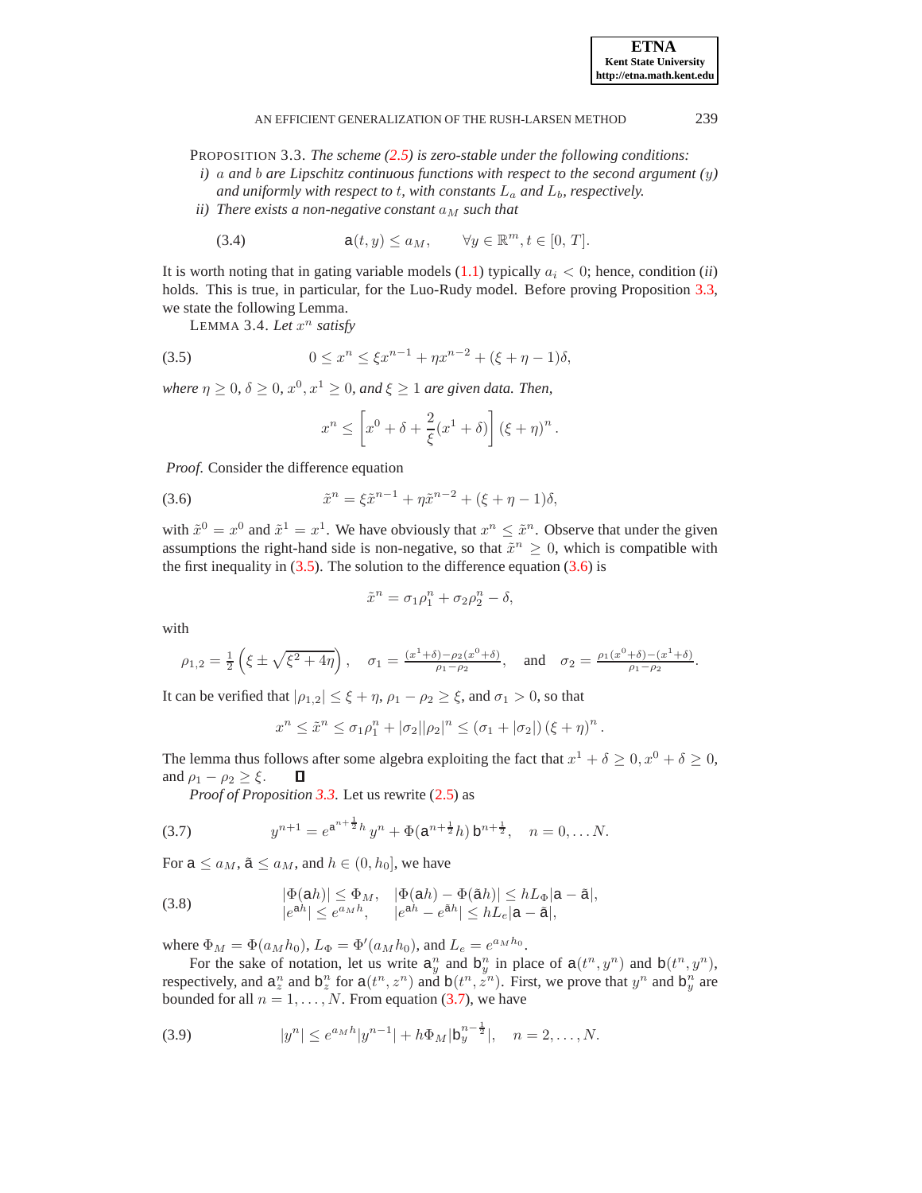PROPOSITION 3.3. *The scheme (2.5) is zero-stable under the following conditions:*

*i) $a$ and $b$ are Lipschitz continuous functions with respect to the second argument ($y$) and uniformly with respect to $t$, with constants $L_a$ and $L_b$, respectively.*

*ii) There exists a non-negative constant $a_M$ such that*

$$\mathsf{a}(t, y) \leq a_M, \qquad \forall y \in \mathbb{R}^m, t \in [0, T]. \tag{3.4}$$

It is worth noting that in gating variable models (1.1) typically $a_i < 0$; hence, condition (*ii*) holds. This is true, in particular, for the Luo-Rudy model. Before proving Proposition 3.3, we state the following Lemma.

LEMMA 3.4. *Let $x^n$ satisfy*

$$0 \leq x^n \leq \xi x^{n-1} + \eta x^{n-2} + (\xi + \eta - 1)\delta, \tag{3.5}$$

*where $\eta \geq 0$, $\delta \geq 0$, $x^0, x^1 \geq 0$, and $\xi \geq 1$ are given data. Then,*

$$x^n \leq \left[x^0 + \delta + \frac{2}{\xi}(x^1 + \delta)\right](\xi + \eta)^n.$$

*Proof.* Consider the difference equation

$$\tilde{x}^n = \xi \tilde{x}^{n-1} + \eta \tilde{x}^{n-2} + (\xi + \eta - 1)\delta, \tag{3.6}$$

with $\tilde{x}^0 = x^0$ and $\tilde{x}^1 = x^1$. We have obviously that $x^n \leq \tilde{x}^n$. Observe that under the given assumptions the right-hand side is non-negative, so that $\tilde{x}^n \geq 0$, which is compatible with the first inequality in (3.5). The solution to the difference equation (3.6) is

$$\tilde{x}^n = \sigma_1 \rho_1^n + \sigma_2 \rho_2^n - \delta,$$

with

$$\rho_{1,2} = \frac{1}{2}\left(\xi \pm \sqrt{\xi^2 + 4\eta}\right), \quad \sigma_1 = \frac{(x^1+\delta) - \rho_2(x^0+\delta)}{\rho_1 - \rho_2}, \quad \text{and} \quad \sigma_2 = \frac{\rho_1(x^0+\delta) - (x^1+\delta)}{\rho_1 - \rho_2}.$$

It can be verified that $|\rho_{1,2}| \leq \xi + \eta$, $\rho_1 - \rho_2 \geq \xi$, and $\sigma_1 > 0$, so that

$$x^n \leq \tilde{x}^n \leq \sigma_1 \rho_1^n + |\sigma_2||\rho_2|^n \leq (\sigma_1 + |\sigma_2|)(\xi + \eta)^n.$$

The lemma thus follows after some algebra exploiting the fact that $x^1 + \delta \geq 0$, $x^0 + \delta \geq 0$, and $\rho_1 - \rho_2 \geq \xi$. ∎

*Proof of Proposition 3.3.* Let us rewrite (2.5) as

$$y^{n+1} = e^{\mathsf{a}^{n+\frac{1}{2}} h}\, y^n + \Phi(\mathsf{a}^{n+\frac{1}{2}} h)\, \mathsf{b}^{n+\frac{1}{2}}, \quad n = 0, \ldots N. \tag{3.7}$$

For $\mathsf{a} \leq a_M$, $\tilde{\mathsf{a}} \leq a_M$, and $h \in (0, h_0]$, we have

$$\begin{aligned} |\Phi(\mathsf{a}h)| &\leq \Phi_M, \quad |\Phi(\mathsf{a}h) - \Phi(\tilde{\mathsf{a}}h)| \leq hL_\Phi|\mathsf{a} - \tilde{\mathsf{a}}|, \\ |e^{\mathsf{a}h}| &\leq e^{a_M h}, \qquad |e^{\mathsf{a}h} - e^{\tilde{\mathsf{a}}h}| \leq hL_e|\mathsf{a} - \tilde{\mathsf{a}}|, \end{aligned} \tag{3.8}$$

where $\Phi_M = \Phi(a_M h_0)$, $L_\Phi = \Phi'(a_M h_0)$, and $L_e = e^{a_M h_0}$.

For the sake of notation, let us write $\mathsf{a}_y^n$ and $\mathsf{b}_y^n$ in place of $\mathsf{a}(t^n, y^n)$ and $\mathsf{b}(t^n, y^n)$, respectively, and $\mathsf{a}_z^n$ and $\mathsf{b}_z^n$ for $\mathsf{a}(t^n, z^n)$ and $\mathsf{b}(t^n, z^n)$. First, we prove that $y^n$ and $\mathsf{b}_y^n$ are bounded for all $n = 1, \ldots, N$. From equation (3.7), we have

$$|y^n| \leq e^{a_M h}|y^{n-1}| + h\Phi_M|\mathsf{b}_y^{n-\frac{1}{2}}|, \quad n = 2, \ldots, N. \tag{3.9}$$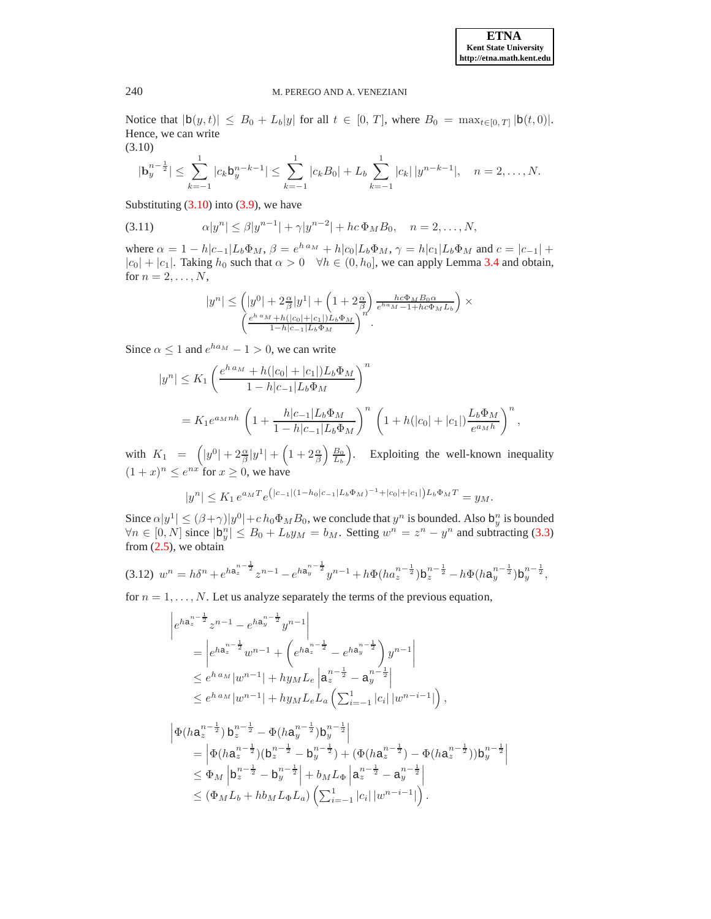Notice that $|\mathsf{b}(y,t)| \le B_0 + L_b|y|$ for all $t \in [0, T]$, where $B_0 = \max_{t\in[0,T]} |\mathsf{b}(t, 0)|$. Hence, we can write

(3.10)

$$
|\mathsf{b}_y^{n-\frac{1}{2}}| \le \sum_{k=-1}^{1} |c_k \mathsf{b}_y^{n-k-1}| \le \sum_{k=-1}^{1} |c_k B_0| + L_b \sum_{k=-1}^{1} |c_k|\,|y^{n-k-1}|, \quad n = 2,\dots,N.
$$

Substituting (3.10) into (3.9), we have

$$
\alpha|y^n| \le \beta|y^{n-1}| + \gamma|y^{n-2}| + hc\,\Phi_M B_0, \quad n = 2,\dots,N, \tag{3.11}
$$

where $\alpha = 1 - h|c_{-1}|L_b\Phi_M$, $\beta = e^{h\,a_M} + h|c_0|L_b\Phi_M$, $\gamma = h|c_1|L_b\Phi_M$ and $c = |c_{-1}| + |c_0| + |c_1|$. Taking $h_0$ such that $\alpha > 0 \quad \forall h \in (0, h_0]$, we can apply Lemma 3.4 and obtain, for $n = 2,\dots,N$,

$$
|y^n| \le \left(|y^0| + 2\tfrac{\alpha}{\beta}|y^1| + \left(1 + 2\tfrac{\alpha}{\beta}\right)\frac{hc\Phi_M B_0 \alpha}{e^{ha_M} - 1 + hc\Phi_M L_b}\right) \times \left(\frac{e^{h\,a_M} + h(|c_0|+|c_1|)L_b\Phi_M}{1 - h|c_{-1}|L_b\Phi_M}\right)^n.
$$

Since $\alpha \le 1$ and $e^{ha_M} - 1 > 0$, we can write

$$
\begin{aligned}
|y^n| &\le K_1 \left(\frac{e^{h\,a_M} + h(|c_0| + |c_1|)L_b\Phi_M}{1 - h|c_{-1}|L_b\Phi_M}\right)^n \\
&= K_1 e^{a_M nh}\left(1 + \frac{h|c_{-1}|L_b\Phi_M}{1 - h|c_{-1}|L_b\Phi_M}\right)^n \left(1 + h(|c_0| + |c_1|)\frac{L_b\Phi_M}{e^{a_M h}}\right)^n,
\end{aligned}
$$

with $K_1 = \left(|y^0| + 2\frac{\alpha}{\beta}|y^1| + \left(1 + 2\frac{\alpha}{\beta}\right)\frac{B_0}{L_b}\right)$. Exploiting the well-known inequality $(1 + x)^n \le e^{nx}$ for $x \ge 0$, we have

$$
|y^n| \le K_1\, e^{a_M T} e^{\left(|c_{-1}|(1-h_0|c_{-1}|L_b\Phi_M)^{-1} + |c_0| + |c_1|\right)L_b\Phi_M T} = y_M.
$$

Since $\alpha|y^1| \le (\beta+\gamma)|y^0| + c\,h_0\Phi_M B_0$, we conclude that $y^n$ is bounded. Also $\mathsf{b}_y^n$ is bounded $\forall n \in [0, N]$ since $|\mathsf{b}_y^n| \le B_0 + L_b y_M = b_M$. Setting $w^n = z^n - y^n$ and subtracting (3.3) from (2.5), we obtain

$$
w^n = h\delta^n + e^{h\mathsf{a}_z^{n-\frac{1}{2}}} z^{n-1} - e^{h\mathsf{a}_y^{n-\frac{1}{2}}} y^{n-1} + h\Phi(ha_z^{n-\frac{1}{2}})\mathsf{b}_z^{n-\frac{1}{2}} - h\Phi(h\mathsf{a}_y^{n-\frac{1}{2}})\mathsf{b}_y^{n-\frac{1}{2}}, \tag{3.12}
$$

for $n = 1,\dots,N$. Let us analyze separately the terms of the previous equation,

$$
\begin{aligned}
&\left|e^{h\mathsf{a}_z^{n-\frac{1}{2}}} z^{n-1} - e^{h\mathsf{a}_y^{n-\frac{1}{2}}} y^{n-1}\right| \\
&\quad= \left|e^{h\mathsf{a}_z^{n-\frac{1}{2}}} w^{n-1} + \left(e^{h\mathsf{a}_z^{n-\frac{1}{2}}} - e^{h\mathsf{a}_y^{n-\frac{1}{2}}}\right) y^{n-1}\right| \\
&\quad\le e^{h\,a_M}|w^{n-1}| + hy_M L_e \left|\mathsf{a}_z^{n-\frac{1}{2}} - \mathsf{a}_y^{n-\frac{1}{2}}\right| \\
&\quad\le e^{h\,a_M}|w^{n-1}| + hy_M L_e L_a \left(\textstyle\sum_{i=-1}^{1}|c_i|\,|w^{n-i-1}|\right),
\end{aligned}
$$

$$
\begin{aligned}
&\left|\Phi(h\mathsf{a}_z^{n-\frac{1}{2}})\,\mathsf{b}_z^{n-\frac{1}{2}} - \Phi(h\mathsf{a}_y^{n-\frac{1}{2}})\mathsf{b}_y^{n-\frac{1}{2}}\right| \\
&\quad= \left|\Phi(h\mathsf{a}_z^{n-\frac{1}{2}})(\mathsf{b}_z^{n-\frac{1}{2}} - \mathsf{b}_y^{n-\frac{1}{2}}) + (\Phi(h\mathsf{a}_z^{n-\frac{1}{2}}) - \Phi(h\mathsf{a}_z^{n-\frac{1}{2}}))\mathsf{b}_y^{n-\frac{1}{2}}\right| \\
&\quad\le \Phi_M\left|\mathsf{b}_z^{n-\frac{1}{2}} - \mathsf{b}_y^{n-\frac{1}{2}}\right| + b_M L_\Phi\left|\mathsf{a}_z^{n-\frac{1}{2}} - \mathsf{a}_y^{n-\frac{1}{2}}\right| \\
&\quad\le (\Phi_M L_b + hb_M L_\Phi L_a)\left(\textstyle\sum_{i=-1}^{1}|c_i|\,|w^{n-i-1}|\right).
\end{aligned}
$$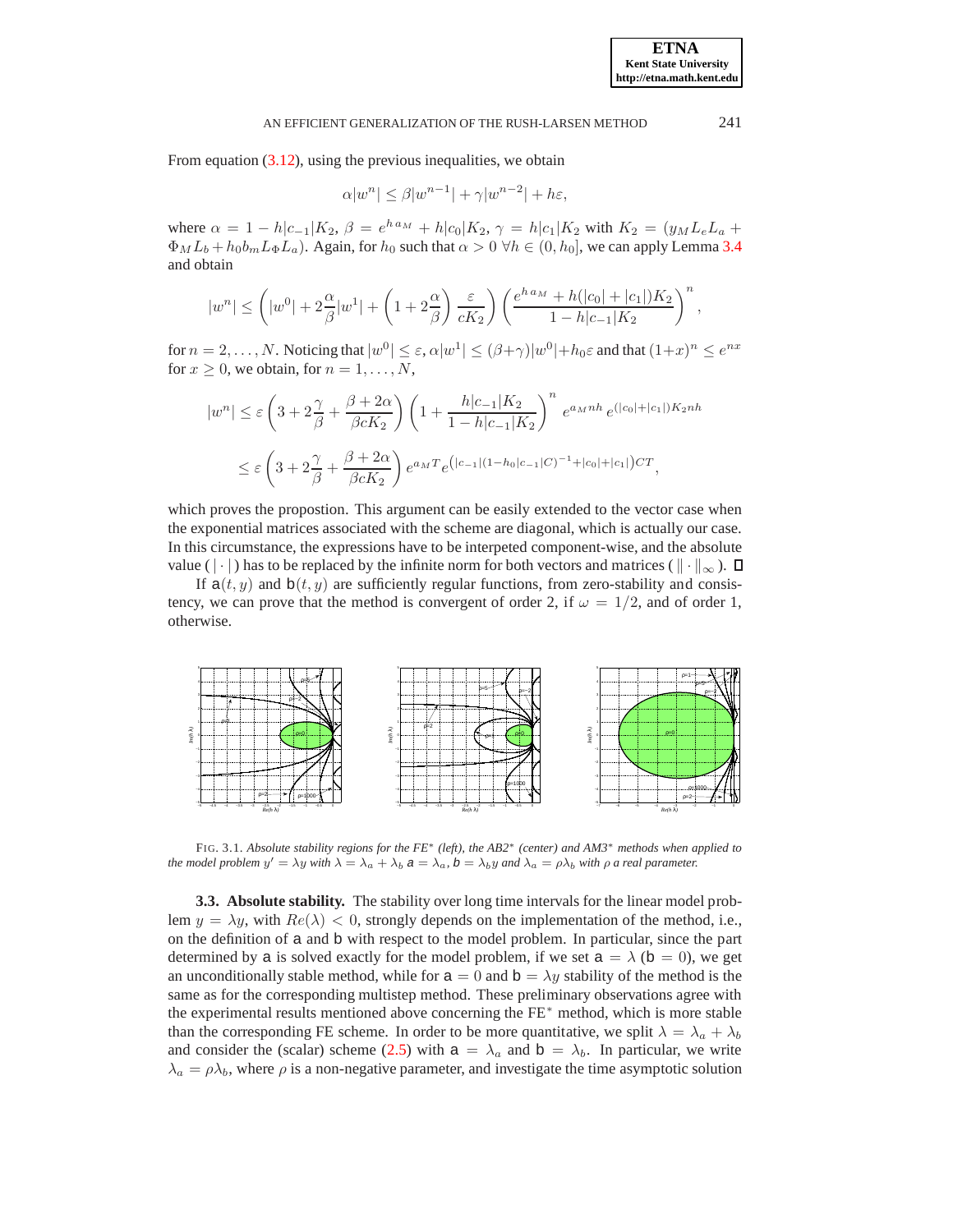From equation (3.12), using the previous inequalities, we obtain

$$\alpha|w^n| \leq \beta|w^{n-1}| + \gamma|w^{n-2}| + h\varepsilon,$$

where $\alpha = 1 - h|c_{-1}|K_2$, $\beta = e^{h\,a_M} + h|c_0|K_2$, $\gamma = h|c_1|K_2$ with $K_2 = (y_M L_e L_a + \Phi_M L_b + h_0 b_m L_\Phi L_a)$. Again, for $h_0$ such that $\alpha > 0$ $\forall h \in (0, h_0]$, we can apply Lemma 3.4 and obtain

$$|w^n| \leq \left(|w^0| + 2\frac{\alpha}{\beta}|w^1| + \left(1 + 2\frac{\alpha}{\beta}\right)\frac{\varepsilon}{cK_2}\right)\left(\frac{e^{h\,a_M} + h(|c_0| + |c_1|)K_2}{1 - h|c_{-1}|K_2}\right)^n,$$

for $n = 2, \ldots, N$. Noticing that $|w^0| \leq \varepsilon$, $\alpha|w^1| \leq (\beta+\gamma)|w^0| + h_0\varepsilon$ and that $(1+x)^n \leq e^{nx}$ for $x \geq 0$, we obtain, for $n = 1, \ldots, N$,

$$\begin{aligned}
|w^n| &\leq \varepsilon\left(3 + 2\frac{\gamma}{\beta} + \frac{\beta + 2\alpha}{\beta c K_2}\right)\left(1 + \frac{h|c_{-1}|K_2}{1 - h|c_{-1}|K_2}\right)^n e^{a_M nh}\, e^{(|c_0|+|c_1|)K_2 nh} \\
&\leq \varepsilon\left(3 + 2\frac{\gamma}{\beta} + \frac{\beta + 2\alpha}{\beta c K_2}\right) e^{a_M T} e^{\left(|c_{-1}|(1 - h_0|c_{-1}|C)^{-1} + |c_0| + |c_1|\right)CT},
\end{aligned}$$

which proves the propostion. This argument can be easily extended to the vector case when the exponential matrices associated with the scheme are diagonal, which is actually our case. In this circumstance, the expressions have to be interpeted component-wise, and the absolute value ( $|\cdot|$ ) has to be replaced by the infinite norm for both vectors and matrices ( $\|\cdot\|_\infty$ ). □

If $\mathsf{a}(t, y)$ and $\mathsf{b}(t, y)$ are sufficiently regular functions, from zero-stability and consistency, we can prove that the method is convergent of order 2, if $\omega = 1/2$, and of order 1, otherwise.

FIG. 3.1. *Absolute stability regions for the FE* (left), the AB2* (center) and AM3* methods when applied to the model problem $y' = \lambda y$ with $\lambda = \lambda_a + \lambda_b$ $\mathsf{a} = \lambda_a$, $\mathsf{b} = \lambda_b y$ and $\lambda_a = \rho\lambda_b$ with $\rho$ a real parameter.*

**3.3. Absolute stability.** The stability over long time intervals for the linear model problem $y = \lambda y$, with $Re(\lambda) < 0$, strongly depends on the implementation of the method, i.e., on the definition of $\mathsf{a}$ and $\mathsf{b}$ with respect to the model problem. In particular, since the part determined by $\mathsf{a}$ is solved exactly for the model problem, if we set $\mathsf{a} = \lambda$ ($\mathsf{b} = 0$), we get an unconditionally stable method, while for $\mathsf{a} = 0$ and $\mathsf{b} = \lambda y$ stability of the method is the same as for the corresponding multistep method. These preliminary observations agree with the experimental results mentioned above concerning the FE* method, which is more stable than the corresponding FE scheme. In order to be more quantitative, we split $\lambda = \lambda_a + \lambda_b$ and consider the (scalar) scheme (2.5) with $\mathsf{a} = \lambda_a$ and $\mathsf{b} = \lambda_b$. In particular, we write $\lambda_a = \rho\lambda_b$, where $\rho$ is a non-negative parameter, and investigate the time asymptotic solution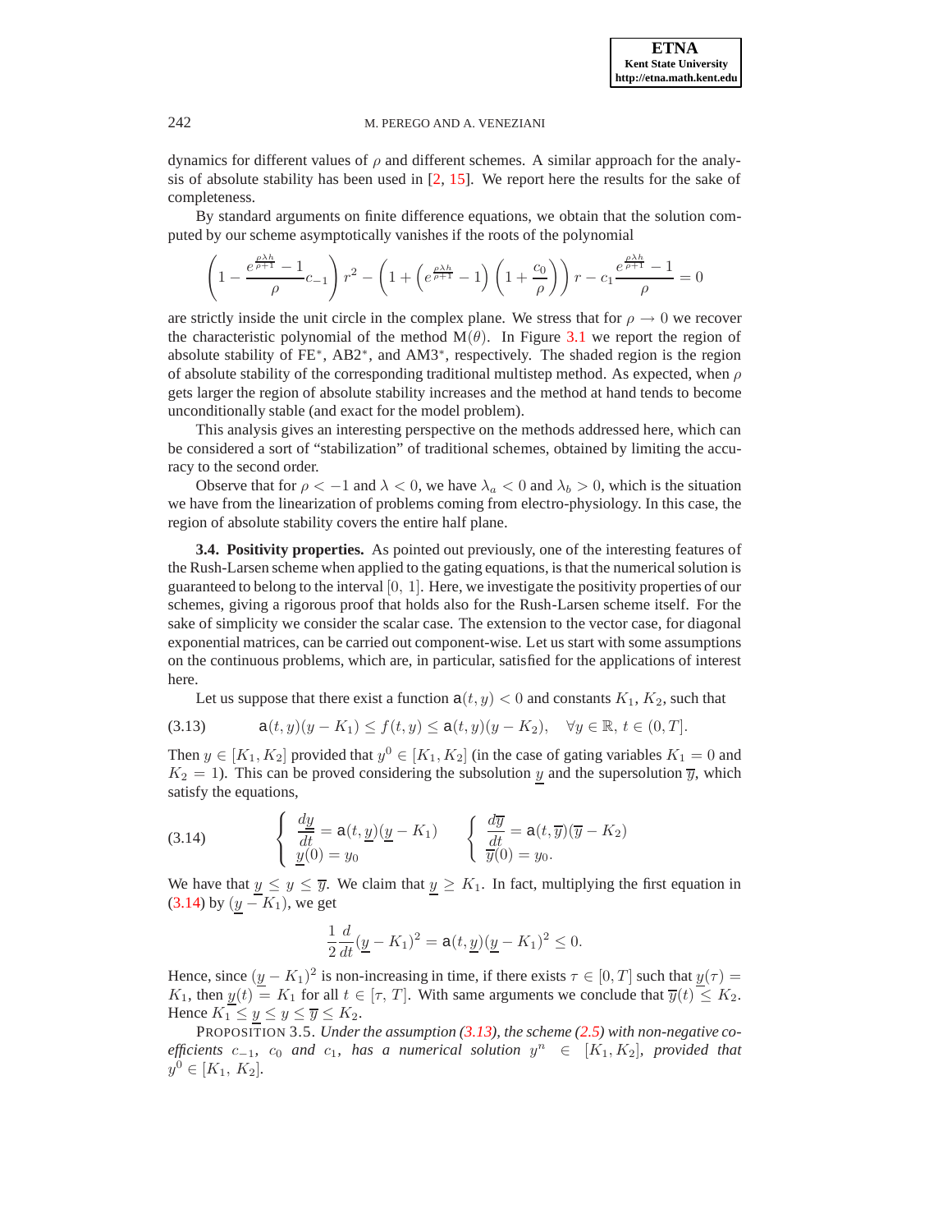dynamics for different values of $\rho$ and different schemes. A similar approach for the analysis of absolute stability has been used in [2, 15]. We report here the results for the sake of completeness.

By standard arguments on finite difference equations, we obtain that the solution computed by our scheme asymptotically vanishes if the roots of the polynomial

$$\left(1 - \frac{e^{\frac{\rho\lambda h}{\rho+1}} - 1}{\rho} c_{-1}\right) r^2 - \left(1 + \left(e^{\frac{\rho\lambda h}{\rho+1}} - 1\right)\left(1 + \frac{c_0}{\rho}\right)\right) r - c_1 \frac{e^{\frac{\rho\lambda h}{\rho+1}} - 1}{\rho} = 0$$

are strictly inside the unit circle in the complex plane. We stress that for $\rho \to 0$ we recover the characteristic polynomial of the method $\mathrm{M}(\theta)$. In Figure 3.1 we report the region of absolute stability of FE$^*$, AB2$^*$, and AM3$^*$, respectively. The shaded region is the region of absolute stability of the corresponding traditional multistep method. As expected, when $\rho$ gets larger the region of absolute stability increases and the method at hand tends to become unconditionally stable (and exact for the model problem).

This analysis gives an interesting perspective on the methods addressed here, which can be considered a sort of "stabilization" of traditional schemes, obtained by limiting the accuracy to the second order.

Observe that for $\rho < -1$ and $\lambda < 0$, we have $\lambda_a < 0$ and $\lambda_b > 0$, which is the situation we have from the linearization of problems coming from electro-physiology. In this case, the region of absolute stability covers the entire half plane.

**3.4. Positivity properties.** As pointed out previously, one of the interesting features of the Rush-Larsen scheme when applied to the gating equations, is that the numerical solution is guaranteed to belong to the interval $[0,\, 1]$. Here, we investigate the positivity properties of our schemes, giving a rigorous proof that holds also for the Rush-Larsen scheme itself. For the sake of simplicity we consider the scalar case. The extension to the vector case, for diagonal exponential matrices, can be carried out component-wise. Let us start with some assumptions on the continuous problems, which are, in particular, satisfied for the applications of interest here.

Let us suppose that there exist a function $\mathsf{a}(t,y) < 0$ and constants $K_1$, $K_2$, such that

$$\mathsf{a}(t,y)(y - K_1) \le f(t,y) \le \mathsf{a}(t,y)(y - K_2), \quad \forall y \in \mathbb{R},\ t \in (0,T]. \tag{3.13}$$

Then $y \in [K_1, K_2]$ provided that $y^0 \in [K_1, K_2]$ (in the case of gating variables $K_1 = 0$ and $K_2 = 1$). This can be proved considering the subsolution $\underline{y}$ and the supersolution $\overline{y}$, which satisfy the equations,

$$\begin{cases} \dfrac{d\underline{y}}{dt} = \mathsf{a}(t,\underline{y})(\underline{y} - K_1) \\ \underline{y}(0) = y_0 \end{cases} \qquad \begin{cases} \dfrac{d\overline{y}}{dt} = \mathsf{a}(t,\overline{y})(\overline{y} - K_2) \\ \overline{y}(0) = y_0. \end{cases} \tag{3.14}$$

We have that $\underline{y} \le y \le \overline{y}$. We claim that $\underline{y} \ge K_1$. In fact, multiplying the first equation in (3.14) by $(\underline{y} - K_1)$, we get

$$\frac{1}{2}\frac{d}{dt}(\underline{y} - K_1)^2 = \mathsf{a}(t,\underline{y})(\underline{y} - K_1)^2 \le 0.$$

Hence, since $(\underline{y} - K_1)^2$ is non-increasing in time, if there exists $\tau \in [0,T]$ such that $\underline{y}(\tau) = K_1$, then $\underline{y}(t) = K_1$ for all $t \in [\tau,\, T]$. With same arguments we conclude that $\overline{y}(t) \le K_2$. Hence $K_1 \le \underline{y} \le y \le \overline{y} \le K_2$.

PROPOSITION 3.5. *Under the assumption (3.13), the scheme (2.5) with non-negative coefficients $c_{-1}$, $c_0$ and $c_1$, has a numerical solution $y^n \in [K_1, K_2]$, provided that $y^0 \in [K_1,\, K_2]$.*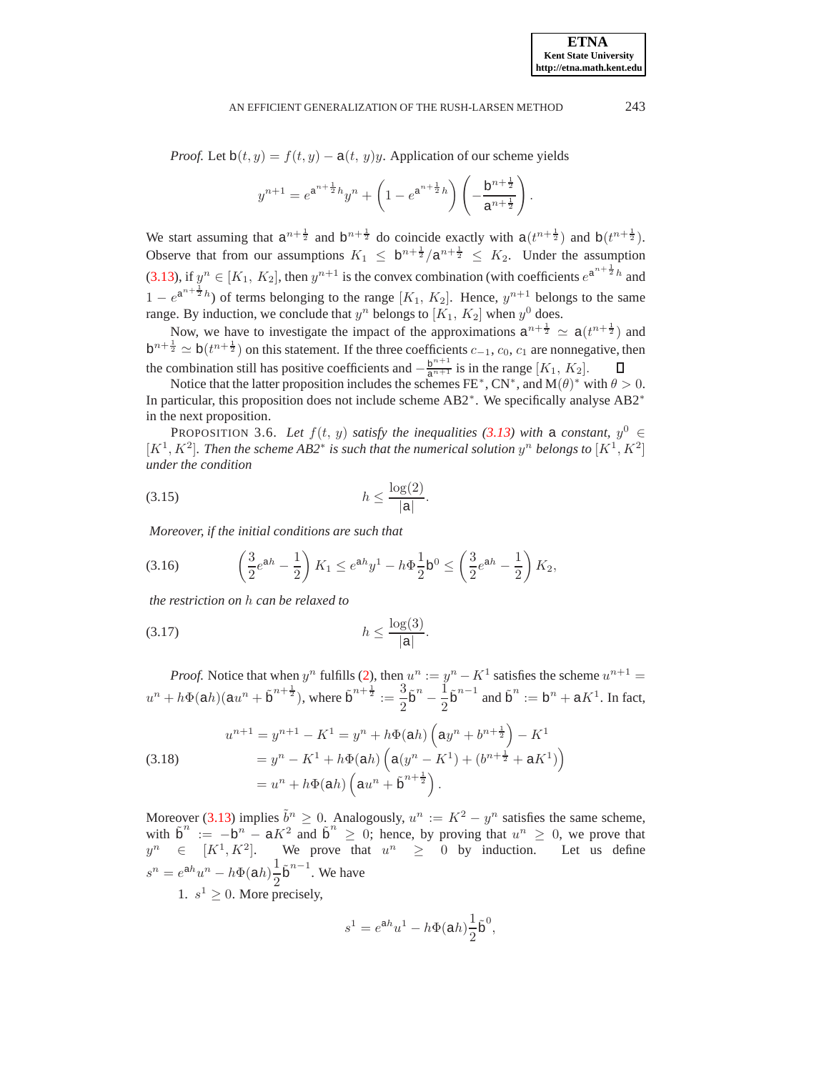*Proof.* Let $\mathsf{b}(t, y) = f(t, y) - \mathsf{a}(t,\, y)y$. Application of our scheme yields

$$y^{n+1} = e^{\mathsf{a}^{n+\frac{1}{2}}h} y^n + \left(1 - e^{\mathsf{a}^{n+\frac{1}{2}}h}\right)\left(-\frac{\mathsf{b}^{n+\frac{1}{2}}}{\mathsf{a}^{n+\frac{1}{2}}}\right).$$

We start assuming that $\mathsf{a}^{n+\frac{1}{2}}$ and $\mathsf{b}^{n+\frac{1}{2}}$ do coincide exactly with $\mathsf{a}(t^{n+\frac{1}{2}})$ and $\mathsf{b}(t^{n+\frac{1}{2}})$. Observe that from our assumptions $K_1 \leq \mathsf{b}^{n+\frac{1}{2}}/\mathsf{a}^{n+\frac{1}{2}} \leq K_2$. Under the assumption (3.13), if $y^n \in [K_1,\, K_2]$, then $y^{n+1}$ is the convex combination (with coefficients $e^{\mathsf{a}^{n+\frac{1}{2}}h}$ and $1 - e^{\mathsf{a}^{n+\frac{1}{2}}h}$) of terms belonging to the range $[K_1,\, K_2]$. Hence, $y^{n+1}$ belongs to the same range. By induction, we conclude that $y^n$ belongs to $[K_1,\, K_2]$ when $y^0$ does.

Now, we have to investigate the impact of the approximations $\mathsf{a}^{n+\frac{1}{2}} \simeq \mathsf{a}(t^{n+\frac{1}{2}})$ and $\mathsf{b}^{n+\frac{1}{2}} \simeq \mathsf{b}(t^{n+\frac{1}{2}})$ on this statement. If the three coefficients $c_{-1}$, $c_0$, $c_1$ are nonnegative, then the combination still has positive coefficients and $-\frac{\mathsf{b}^{n+1}}{\mathsf{a}^{n+1}}$ is in the range $[K_1,\, K_2]$. ∎

Notice that the latter proposition includes the schemes FE$^*$, CN$^*$, and M$(\theta)^*$ with $\theta > 0$. In particular, this proposition does not include scheme AB2$^*$. We specifically analyse AB2$^*$ in the next proposition.

PROPOSITION 3.6. *Let $f(t,\, y)$ satisfy the inequalities (3.13) with* $\mathsf{a}$ *constant, $y^0 \in [K^1, K^2]$. Then the scheme AB2$^*$ is such that the numerical solution $y^n$ belongs to $[K^1, K^2]$ under the condition*

$$h \leq \frac{\log(2)}{|\mathsf{a}|}. \tag{3.15}$$

*Moreover, if the initial conditions are such that*

$$\left(\frac{3}{2}e^{\mathsf{a}h} - \frac{1}{2}\right) K_1 \leq e^{\mathsf{a}h} y^1 - h\Phi\frac{1}{2}\mathsf{b}^0 \leq \left(\frac{3}{2}e^{\mathsf{a}h} - \frac{1}{2}\right) K_2, \tag{3.16}$$

*the restriction on $h$ can be relaxed to*

$$h \leq \frac{\log(3)}{|\mathsf{a}|}. \tag{3.17}$$

*Proof.* Notice that when $y^n$ fulfills (2), then $u^n := y^n - K^1$ satisfies the scheme $u^{n+1} = u^n + h\Phi(\mathsf{a}h)(\mathsf{a}u^n + \tilde{\mathsf{b}}^{n+\frac{1}{2}})$, where $\tilde{\mathsf{b}}^{n+\frac{1}{2}} := \dfrac{3}{2}\tilde{\mathsf{b}}^n - \dfrac{1}{2}\tilde{\mathsf{b}}^{n-1}$ and $\tilde{\mathsf{b}}^n := \mathsf{b}^n + \mathsf{a}K^1$. In fact,

$$\begin{aligned} u^{n+1} &= y^{n+1} - K^1 = y^n + h\Phi(\mathsf{a}h)\left(\mathsf{a}y^n + b^{n+\frac{1}{2}}\right) - K^1 \\ &= y^n - K^1 + h\Phi(\mathsf{a}h)\left(\mathsf{a}(y^n - K^1) + (b^{n+\frac{1}{2}} + \mathsf{a}K^1)\right) \\ &= u^n + h\Phi(\mathsf{a}h)\left(\mathsf{a}u^n + \tilde{\mathsf{b}}^{n+\frac{1}{2}}\right). \end{aligned} \tag{3.18}$$

Moreover (3.13) implies $\tilde{b}^n \geq 0$. Analogously, $u^n := K^2 - y^n$ satisfies the same scheme, with $\tilde{\mathsf{b}}^n := -\mathsf{b}^n - \mathsf{a}K^2$ and $\tilde{\mathsf{b}}^n \geq 0$; hence, by proving that $u^n \geq 0$, we prove that $y^n \in [K^1, K^2]$. We prove that $u^n \geq 0$ by induction. Let us define $s^n = e^{\mathsf{a}h}u^n - h\Phi(\mathsf{a}h)\dfrac{1}{2}\tilde{\mathsf{b}}^{n-1}$. We have

1. $s^1 \geq 0$. More precisely,

$$s^1 = e^{\mathsf{a}h}u^1 - h\Phi(\mathsf{a}h)\frac{1}{2}\tilde{\mathsf{b}}^0,$$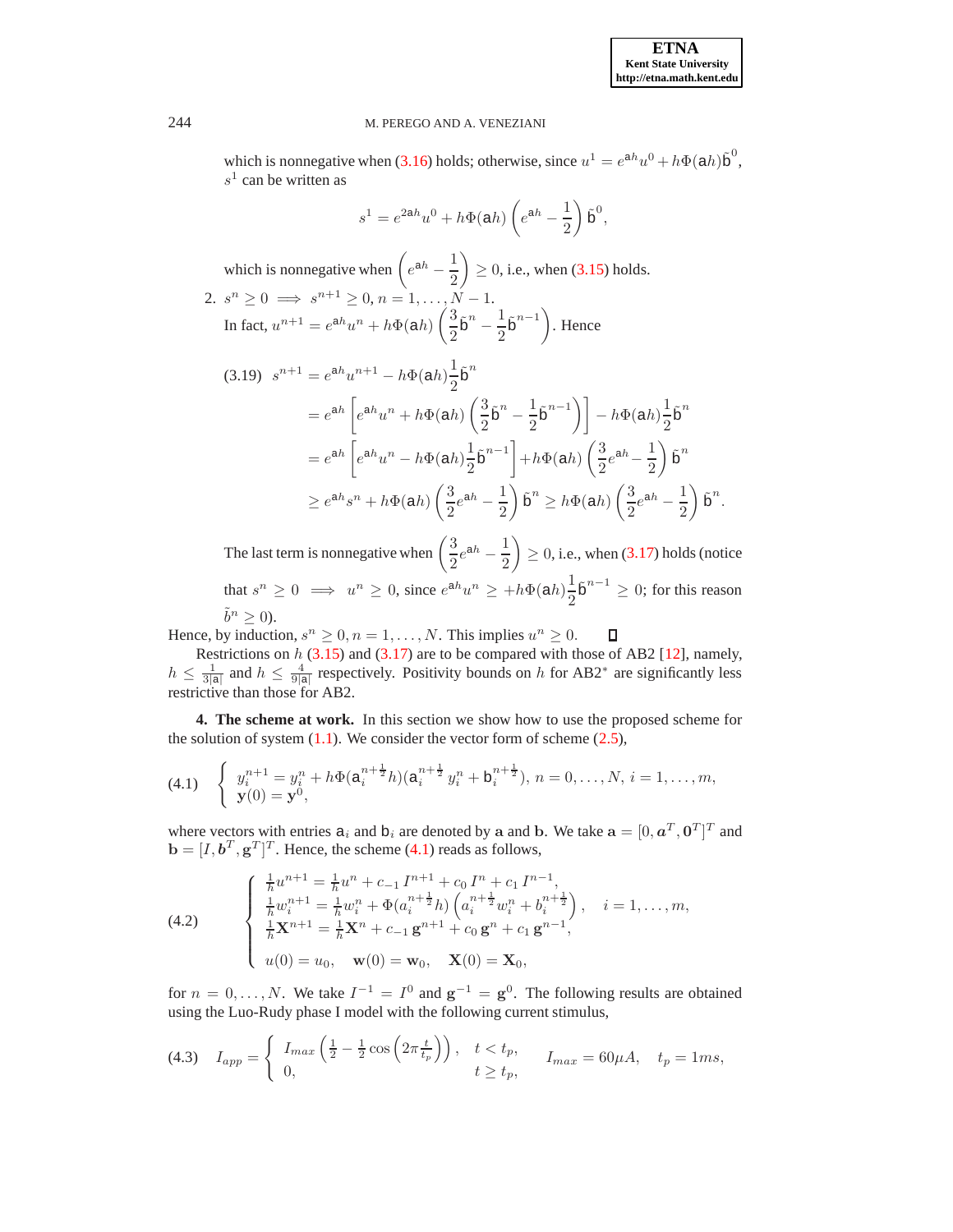which is nonnegative when (3.16) holds; otherwise, since $u^1 = e^{\mathsf{a}h}u^0 + h\Phi(\mathsf{a}h)\tilde{\mathsf{b}}^0$, $s^1$ can be written as

$$s^1 = e^{2\mathsf{a}h}u^0 + h\Phi(\mathsf{a}h)\left(e^{\mathsf{a}h} - \frac{1}{2}\right)\tilde{\mathsf{b}}^0,$$

which is nonnegative when $\left(e^{\mathsf{a}h} - \frac{1}{2}\right) \geq 0$, i.e., when (3.15) holds.

2. $s^n \geq 0 \implies s^{n+1} \geq 0$, $n = 1, \dots, N-1$.
   In fact, $u^{n+1} = e^{\mathsf{a}h}u^n + h\Phi(\mathsf{a}h)\left(\frac{3}{2}\tilde{\mathsf{b}}^n - \frac{1}{2}\tilde{\mathsf{b}}^{n-1}\right)$. Hence

$$
\begin{aligned}
(3.19)\quad s^{n+1} &= e^{\mathsf{a}h}u^{n+1} - h\Phi(\mathsf{a}h)\frac{1}{2}\tilde{\mathsf{b}}^n \\
&= e^{\mathsf{a}h}\left[e^{\mathsf{a}h}u^n + h\Phi(\mathsf{a}h)\left(\frac{3}{2}\tilde{\mathsf{b}}^n - \frac{1}{2}\tilde{\mathsf{b}}^{n-1}\right)\right] - h\Phi(\mathsf{a}h)\frac{1}{2}\tilde{\mathsf{b}}^n \\
&= e^{\mathsf{a}h}\left[e^{\mathsf{a}h}u^n - h\Phi(\mathsf{a}h)\frac{1}{2}\tilde{\mathsf{b}}^{n-1}\right] + h\Phi(\mathsf{a}h)\left(\frac{3}{2}e^{\mathsf{a}h} - \frac{1}{2}\right)\tilde{\mathsf{b}}^n \\
&\geq e^{\mathsf{a}h}s^n + h\Phi(\mathsf{a}h)\left(\frac{3}{2}e^{\mathsf{a}h} - \frac{1}{2}\right)\tilde{\mathsf{b}}^n \geq h\Phi(\mathsf{a}h)\left(\frac{3}{2}e^{\mathsf{a}h} - \frac{1}{2}\right)\tilde{\mathsf{b}}^n.
\end{aligned}
$$

   The last term is nonnegative when $\left(\frac{3}{2}e^{\mathsf{a}h} - \frac{1}{2}\right) \geq 0$, i.e., when (3.17) holds (notice that $s^n \geq 0 \implies u^n \geq 0$, since $e^{\mathsf{a}h}u^n \geq +h\Phi(\mathsf{a}h)\frac{1}{2}\tilde{\mathsf{b}}^{n-1} \geq 0$; for this reason $\tilde{b}^n \geq 0$).

Hence, by induction, $s^n \geq 0, n = 1, \dots, N$. This implies $u^n \geq 0$. □

Restrictions on $h$ (3.15) and (3.17) are to be compared with those of AB2 [12], namely, $h \leq \frac{1}{3|\mathsf{a}|}$ and $h \leq \frac{4}{9|\mathsf{a}|}$ respectively. Positivity bounds on $h$ for AB2$^*$ are significantly less restrictive than those for AB2.

**4. The scheme at work.** In this section we show how to use the proposed scheme for the solution of system (1.1). We consider the vector form of scheme (2.5),

$$
(4.1)\quad \begin{cases} y_i^{n+1} = y_i^n + h\Phi(\mathsf{a}_i^{n+\frac{1}{2}}h)(\mathsf{a}_i^{n+\frac{1}{2}}\, y_i^n + \mathsf{b}_i^{n+\frac{1}{2}}),\ n = 0, \dots, N,\ i = 1, \dots, m, \\ \mathbf{y}(0) = \mathbf{y}^0, \end{cases}
$$

where vectors with entries $\mathsf{a}_i$ and $\mathsf{b}_i$ are denoted by $\mathbf{a}$ and $\mathbf{b}$. We take $\mathbf{a} = [0, \boldsymbol{a}^T, \mathbf{0}^T]^T$ and $\mathbf{b} = [I, \boldsymbol{b}^T, \mathbf{g}^T]^T$. Hence, the scheme (4.1) reads as follows,

$$
(4.2)\quad \begin{cases} \frac{1}{h}u^{n+1} = \frac{1}{h}u^n + c_{-1}\, I^{n+1} + c_0\, I^n + c_1\, I^{n-1}, \\ \frac{1}{h}w_i^{n+1} = \frac{1}{h}w_i^n + \Phi(a_i^{n+\frac{1}{2}}h)\left(a_i^{n+\frac{1}{2}}w_i^n + b_i^{n+\frac{1}{2}}\right), \quad i = 1, \dots, m, \\ \frac{1}{h}\mathbf{X}^{n+1} = \frac{1}{h}\mathbf{X}^n + c_{-1}\,\mathbf{g}^{n+1} + c_0\,\mathbf{g}^n + c_1\,\mathbf{g}^{n-1}, \\ u(0) = u_0, \quad \mathbf{w}(0) = \mathbf{w}_0, \quad \mathbf{X}(0) = \mathbf{X}_0, \end{cases}
$$

for $n = 0, \dots, N$. We take $I^{-1} = I^0$ and $\mathbf{g}^{-1} = \mathbf{g}^0$. The following results are obtained using the Luo-Rudy phase I model with the following current stimulus,

$$
(4.3)\quad I_{app} = \begin{cases} I_{max}\left(\frac{1}{2} - \frac{1}{2}\cos\left(2\pi\frac{t}{t_p}\right)\right), & t < t_p, \\ 0, & t \geq t_p, \end{cases} \qquad I_{max} = 60\mu A, \quad t_p = 1ms,
$$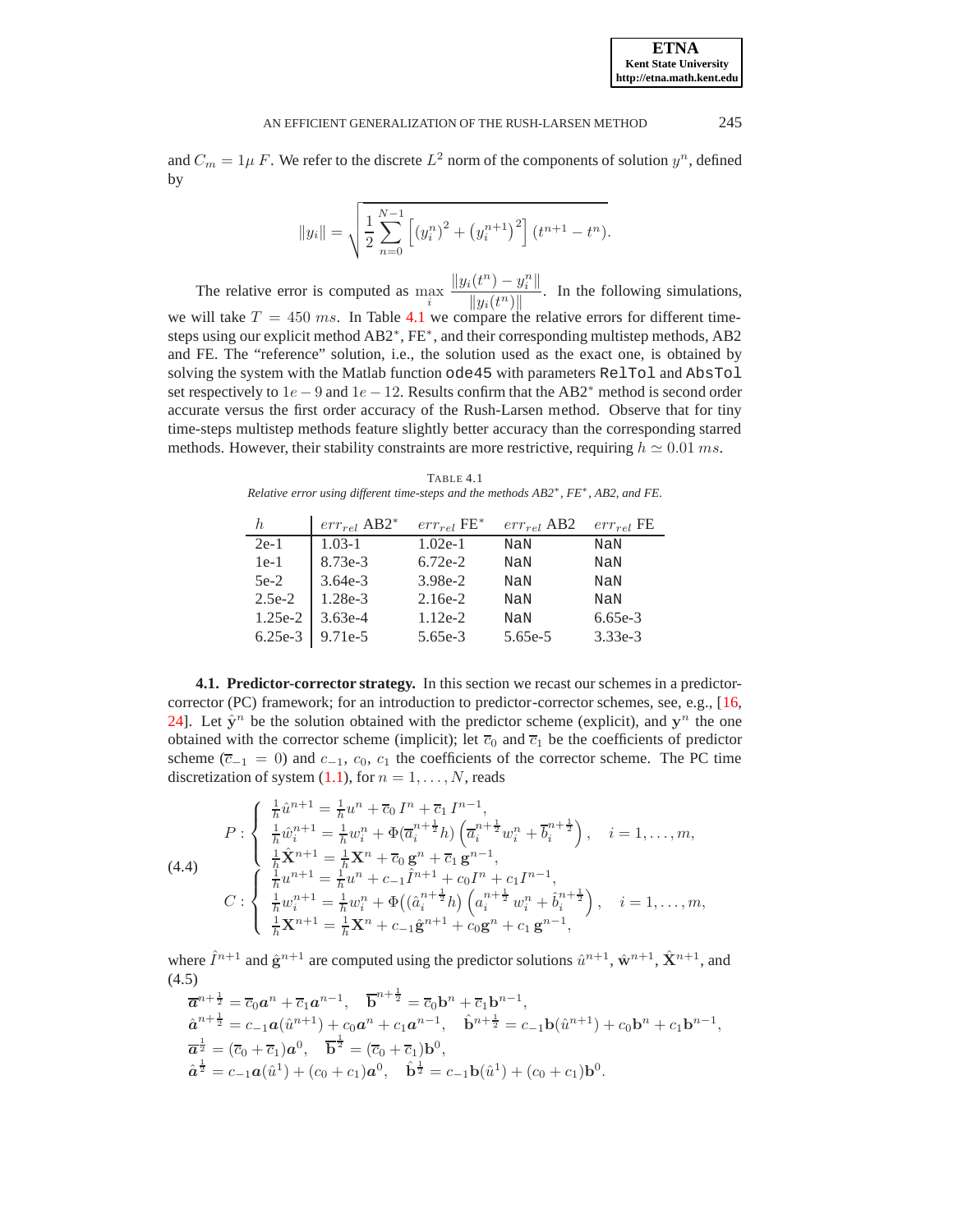and $C_m = 1\mu\ F$. We refer to the discrete $L^2$ norm of the components of solution $y^n$, defined by

$$\|y_i\| = \sqrt{\frac{1}{2}\sum_{n=0}^{N-1}\left[(y_i^n)^2 + \left(y_i^{n+1}\right)^2\right](t^{n+1} - t^n)}.$$

The relative error is computed as $\max_i \dfrac{\|y_i(t^n) - y_i^n\|}{\|y_i(t^n)\|}$. In the following simulations, we will take $T = 450\ ms$. In Table 4.1 we compare the relative errors for different time-steps using our explicit method AB2$^*$, FE$^*$, and their corresponding multistep methods, AB2 and FE. The "reference" solution, i.e., the solution used as the exact one, is obtained by solving the system with the Matlab function `ode45` with parameters `RelTol` and `AbsTol` set respectively to $1e-9$ and $1e-12$. Results confirm that the AB2$^*$ method is second order accurate versus the first order accuracy of the Rush-Larsen method. Observe that for tiny time-steps multistep methods feature slightly better accuracy than the corresponding starred methods. However, their stability constraints are more restrictive, requiring $h \simeq 0.01\ ms$.

TABLE 4.1
*Relative error using different time-steps and the methods AB2$^*$, FE$^*$, AB2, and FE.*

| $h$ | $err_{rel}$ AB2$^*$ | $err_{rel}$ FE$^*$ | $err_{rel}$ AB2 | $err_{rel}$ FE |
|---|---|---|---|---|
| 2e-1 | 1.03-1 | 1.02e-1 | NaN | NaN |
| 1e-1 | 8.73e-3 | 6.72e-2 | NaN | NaN |
| 5e-2 | 3.64e-3 | 3.98e-2 | NaN | NaN |
| 2.5e-2 | 1.28e-3 | 2.16e-2 | NaN | NaN |
| 1.25e-2 | 3.63e-4 | 1.12e-2 | NaN | 6.65e-3 |
| 6.25e-3 | 9.71e-5 | 5.65e-3 | 5.65e-5 | 3.33e-3 |

**4.1. Predictor-corrector strategy.** In this section we recast our schemes in a predictor-corrector (PC) framework; for an introduction to predictor-corrector schemes, see, e.g., [16, 24]. Let $\hat{\mathbf{y}}^n$ be the solution obtained with the predictor scheme (explicit), and $\mathbf{y}^n$ the one obtained with the corrector scheme (implicit); let $\overline{c}_0$ and $\overline{c}_1$ be the coefficients of predictor scheme ($\overline{c}_{-1} = 0$) and $c_{-1}$, $c_0$, $c_1$ the coefficients of the corrector scheme. The PC time discretization of system (1.1), for $n = 1, \ldots, N$, reads

$$
\begin{aligned}
&P : \begin{cases} \frac{1}{h}\hat{u}^{n+1} = \frac{1}{h}u^n + \overline{c}_0\, I^n + \overline{c}_1\, I^{n-1}, \\ \frac{1}{h}\hat{w}_i^{n+1} = \frac{1}{h}w_i^n + \Phi(\overline{a}_i^{n+\frac{1}{2}}h)\left(\overline{a}_i^{n+\frac{1}{2}}w_i^n + \overline{b}_i^{n+\frac{1}{2}}\right), \quad i = 1, \ldots, m, \\ \frac{1}{h}\hat{\mathbf{X}}^{n+1} = \frac{1}{h}\mathbf{X}^n + \overline{c}_0\, \mathbf{g}^n + \overline{c}_1\, \mathbf{g}^{n-1}, \end{cases} \\
&C : \begin{cases} \frac{1}{h}u^{n+1} = \frac{1}{h}u^n + c_{-1}\hat{I}^{n+1} + c_0 I^n + c_1 I^{n-1}, \\ \frac{1}{h}w_i^{n+1} = \frac{1}{h}w_i^n + \Phi\big((\hat{a}_i^{n+\frac{1}{2}}h\big)\left(a_i^{n+\frac{1}{2}}\, w_i^n + \hat{b}_i^{n+\frac{1}{2}}\right), \quad i = 1, \ldots, m, \\ \frac{1}{h}\mathbf{X}^{n+1} = \frac{1}{h}\mathbf{X}^n + c_{-1}\hat{\mathbf{g}}^{n+1} + c_0\mathbf{g}^n + c_1\, \mathbf{g}^{n-1}, \end{cases}
\end{aligned}
\tag{4.4}
$$

where $\hat{I}^{n+1}$ and $\hat{\mathbf{g}}^{n+1}$ are computed using the predictor solutions $\hat{u}^{n+1}$, $\hat{\mathbf{w}}^{n+1}$, $\hat{\mathbf{X}}^{n+1}$, and

(4.5)

$$
\begin{aligned}
&\overline{\boldsymbol{a}}^{n+\frac{1}{2}} = \overline{c}_0\boldsymbol{a}^n + \overline{c}_1\boldsymbol{a}^{n-1}, \quad \overline{\mathbf{b}}^{n+\frac{1}{2}} = \overline{c}_0\mathbf{b}^n + \overline{c}_1\mathbf{b}^{n-1}, \\
&\hat{\boldsymbol{a}}^{n+\frac{1}{2}} = c_{-1}\boldsymbol{a}(\hat{u}^{n+1}) + c_0\boldsymbol{a}^n + c_1\boldsymbol{a}^{n-1}, \quad \hat{\mathbf{b}}^{n+\frac{1}{2}} = c_{-1}\mathbf{b}(\hat{u}^{n+1}) + c_0\mathbf{b}^n + c_1\mathbf{b}^{n-1}, \\
&\overline{\boldsymbol{a}}^{\frac{1}{2}} = (\overline{c}_0 + \overline{c}_1)\boldsymbol{a}^0, \quad \overline{\mathbf{b}}^{\frac{1}{2}} = (\overline{c}_0 + \overline{c}_1)\mathbf{b}^0, \\
&\hat{\boldsymbol{a}}^{\frac{1}{2}} = c_{-1}\boldsymbol{a}(\hat{u}^1) + (c_0 + c_1)\boldsymbol{a}^0, \quad \hat{\mathbf{b}}^{\frac{1}{2}} = c_{-1}\mathbf{b}(\hat{u}^1) + (c_0 + c_1)\mathbf{b}^0.
\end{aligned}
$$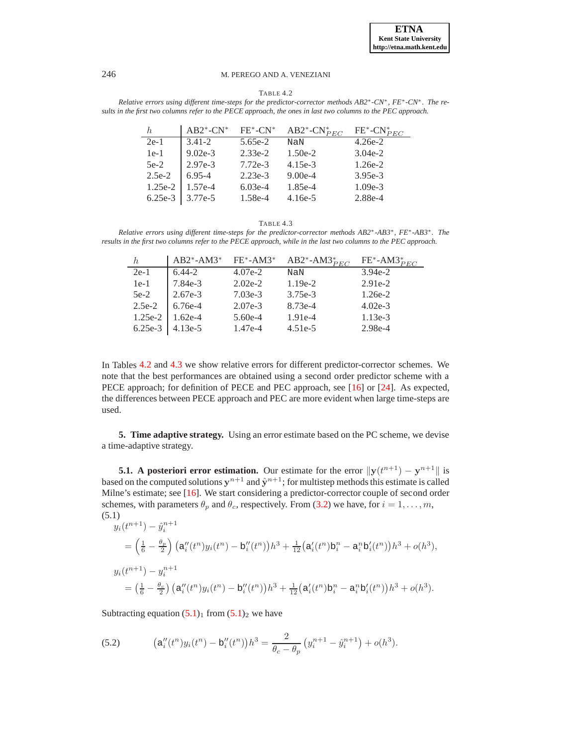TABLE 4.2

*Relative errors using different time-steps for the predictor-corrector methods AB2\*-CN\*, FE\*-CN\*. The results in the first two columns refer to the PECE approach, the ones in last two columns to the PEC approach.*

| $h$ | AB2\*-CN\* | FE\*-CN\* | AB2\*-CN$^*_{PEC}$ | FE\*-CN$^*_{PEC}$ |
|---|---|---|---|---|
| 2e-1 | 3.41-2 | 5.65e-2 | NaN | 4.26e-2 |
| 1e-1 | 9.02e-3 | 2.33e-2 | 1.50e-2 | 3.04e-2 |
| 5e-2 | 2.97e-3 | 7.72e-3 | 4.15e-3 | 1.26e-2 |
| 2.5e-2 | 6.95-4 | 2.23e-3 | 9.00e-4 | 3.95e-3 |
| 1.25e-2 | 1.57e-4 | 6.03e-4 | 1.85e-4 | 1.09e-3 |
| 6.25e-3 | 3.77e-5 | 1.58e-4 | 4.16e-5 | 2.88e-4 |

TABLE 4.3

*Relative errors using different time-steps for the predictor-corrector methods AB2\*-AB3\*, FE\*-AB3\*. The results in the first two columns refer to the PECE approach, while in the last two columns to the PEC approach.*

| $h$ | AB2\*-AM3\* | FE\*-AM3\* | AB2\*-AM3$^*_{PEC}$ | FE\*-AM3$^*_{PEC}$ |
|---|---|---|---|---|
| 2e-1 | 6.44-2 | 4.07e-2 | NaN | 3.94e-2 |
| 1e-1 | 7.84e-3 | 2.02e-2 | 1.19e-2 | 2.91e-2 |
| 5e-2 | 2.67e-3 | 7.03e-3 | 3.75e-3 | 1.26e-2 |
| 2.5e-2 | 6.76e-4 | 2.07e-3 | 8.73e-4 | 4.02e-3 |
| 1.25e-2 | 1.62e-4 | 5.60e-4 | 1.91e-4 | 1.13e-3 |
| 6.25e-3 | 4.13e-5 | 1.47e-4 | 4.51e-5 | 2.98e-4 |

In Tables 4.2 and 4.3 we show relative errors for different predictor-corrector schemes. We note that the best performances are obtained using a second order predictor scheme with a PECE approach; for definition of PECE and PEC approach, see [16] or [24]. As expected, the differences between PECE approach and PEC are more evident when large time-steps are used.

## 5. Time adaptive strategy.

Using an error estimate based on the PC scheme, we devise a time-adaptive strategy.

### 5.1. A posteriori error estimation.

Our estimate for the error $\|\mathbf{y}(t^{n+1}) - \mathbf{y}^{n+1}\|$ is based on the computed solutions $\mathbf{y}^{n+1}$ and $\hat{\mathbf{y}}^{n+1}$; for multistep methods this estimate is called Milne's estimate; see [16]. We start considering a predictor-corrector couple of second order schemes, with parameters $\theta_p$ and $\theta_c$, respectively. From (3.2) we have, for $i = 1, \dots, m$,

(5.1)

$$
\begin{aligned}
&y_i(t^{n+1}) - \hat{y}_i^{n+1} \\
&\quad = \left(\tfrac{1}{6} - \tfrac{\theta_p}{2}\right) \left(\mathsf{a}_i''(t^n) y_i(t^n) - \mathsf{b}_i''(t^n)\right) h^3 + \tfrac{1}{12}\left(\mathsf{a}_i'(t^n)\mathsf{b}_i^n - \mathsf{a}_i^n \mathsf{b}_i'(t^n)\right) h^3 + o(h^3), \\
&y_i(t^{n+1}) - y_i^{n+1} \\
&\quad = \left(\tfrac{1}{6} - \tfrac{\theta_c}{2}\right) \left(\mathsf{a}_i''(t^n) y_i(t^n) - \mathsf{b}_i''(t^n)\right) h^3 + \tfrac{1}{12}\left(\mathsf{a}_i'(t^n)\mathsf{b}_i^n - \mathsf{a}_i^n \mathsf{b}_i'(t^n)\right) h^3 + o(h^3).
\end{aligned}
$$

Subtracting equation $(5.1)_1$ from $(5.1)_2$ we have

$$
\left(\mathsf{a}_i''(t^n) y_i(t^n) - \mathsf{b}_i''(t^n)\right) h^3 = \frac{2}{\theta_c - \theta_p} \left(y_i^{n+1} - \hat{y}_i^{n+1}\right) + o(h^3). \tag{5.2}
$$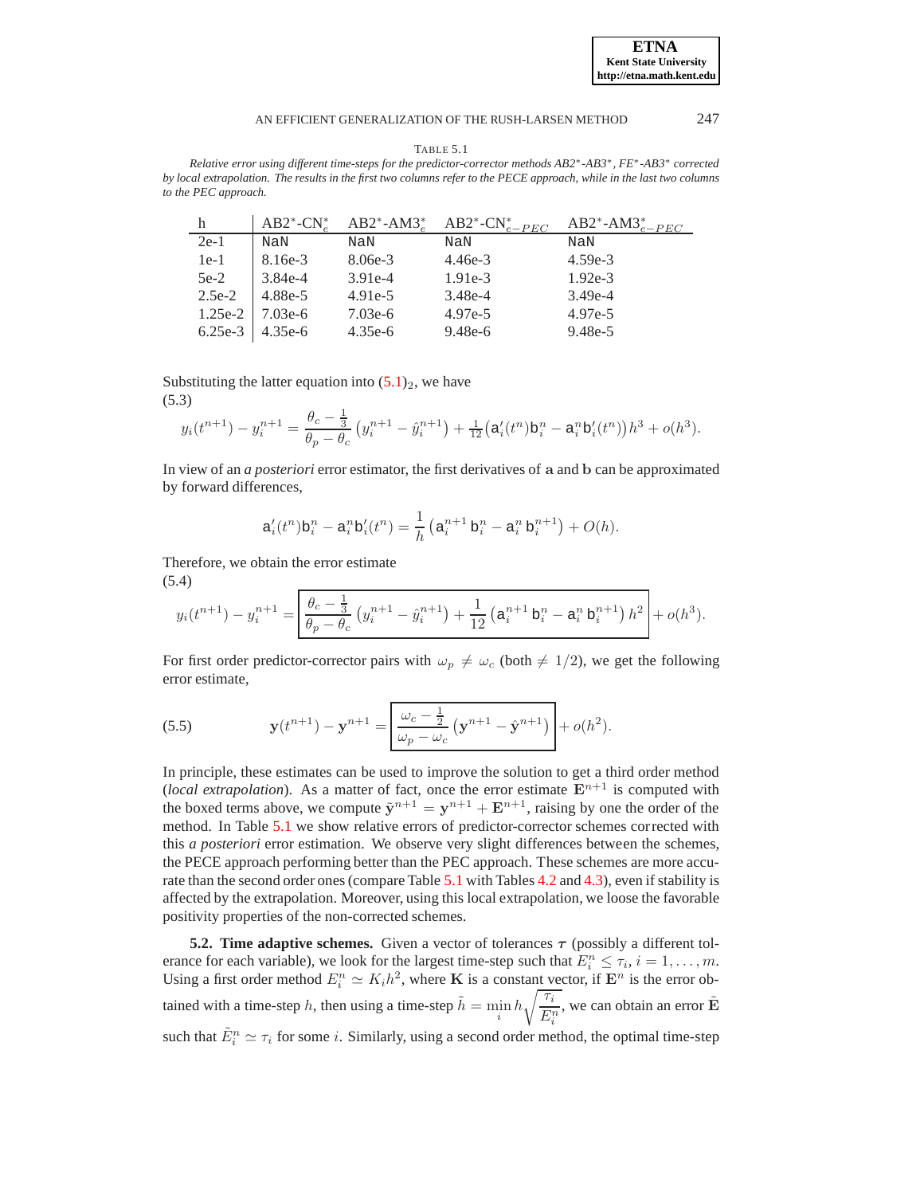TABLE 5.1

*Relative error using different time-steps for the predictor-corrector methods AB2*-AB3*, FE*-AB3* corrected by local extrapolation. The results in the first two columns refer to the PECE approach, while in the last two columns to the PEC approach.*

| h | AB2*-CN$^*_e$ | AB2*-AM3$^*_e$ | AB2*-CN$^*_{e-PEC}$ | AB2*-AM3$^*_{e-PEC}$ |
|---|---|---|---|---|
| 2e-1 | NaN | NaN | NaN | NaN |
| 1e-1 | 8.16e-3 | 8.06e-3 | 4.46e-3 | 4.59e-3 |
| 5e-2 | 3.84e-4 | 3.91e-4 | 1.91e-3 | 1.92e-3 |
| 2.5e-2 | 4.88e-5 | 4.91e-5 | 3.48e-4 | 3.49e-4 |
| 1.25e-2 | 7.03e-6 | 7.03e-6 | 4.97e-5 | 4.97e-5 |
| 6.25e-3 | 4.35e-6 | 4.35e-6 | 9.48e-6 | 9.48e-5 |

Substituting the latter equation into $(5.1)_2$, we have

(5.3)

$$y_i(t^{n+1}) - y_i^{n+1} = \frac{\theta_c - \frac{1}{3}}{\theta_p - \theta_c}\left(y_i^{n+1} - \hat{y}_i^{n+1}\right) + \tfrac{1}{12}\left(\mathsf{a}_i'(t^n)\mathsf{b}_i^n - \mathsf{a}_i^n \mathsf{b}_i'(t^n)\right)h^3 + o(h^3).$$

In view of an *a posteriori* error estimator, the first derivatives of $\mathbf{a}$ and $\mathbf{b}$ can be approximated by forward differences,

$$\mathsf{a}_i'(t^n)\mathsf{b}_i^n - \mathsf{a}_i^n \mathsf{b}_i'(t^n) = \frac{1}{h}\left(\mathsf{a}_i^{n+1}\,\mathsf{b}_i^n - \mathsf{a}_i^n\,\mathsf{b}_i^{n+1}\right) + O(h).$$

Therefore, we obtain the error estimate

(5.4)

$$y_i(t^{n+1}) - y_i^{n+1} = \boxed{\frac{\theta_c - \frac{1}{3}}{\theta_p - \theta_c}\left(y_i^{n+1} - \hat{y}_i^{n+1}\right) + \frac{1}{12}\left(\mathsf{a}_i^{n+1}\,\mathsf{b}_i^n - \mathsf{a}_i^n\,\mathsf{b}_i^{n+1}\right)h^2} + o(h^3).$$

For first order predictor-corrector pairs with $\omega_p \neq \omega_c$ (both $\neq 1/2$), we get the following error estimate,

$$\mathbf{y}(t^{n+1}) - \mathbf{y}^{n+1} = \boxed{\frac{\omega_c - \frac{1}{2}}{\omega_p - \omega_c}\left(\mathbf{y}^{n+1} - \hat{\mathbf{y}}^{n+1}\right)} + o(h^2). \tag{5.5}$$

In principle, these estimates can be used to improve the solution to get a third order method (*local extrapolation*). As a matter of fact, once the error estimate $\mathbf{E}^{n+1}$ is computed with the boxed terms above, we compute $\tilde{\mathbf{y}}^{n+1} = \mathbf{y}^{n+1} + \mathbf{E}^{n+1}$, raising by one the order of the method. In Table 5.1 we show relative errors of predictor-corrector schemes corrected with this *a posteriori* error estimation. We observe very slight differences between the schemes, the PECE approach performing better than the PEC approach. These schemes are more accurate than the second order ones (compare Table 5.1 with Tables 4.2 and 4.3), even if stability is affected by the extrapolation. Moreover, using this local extrapolation, we loose the favorable positivity properties of the non-corrected schemes.

**5.2. Time adaptive schemes.** Given a vector of tolerances $\boldsymbol{\tau}$ (possibly a different tolerance for each variable), we look for the largest time-step such that $E_i^n \leq \tau_i$, $i = 1, \ldots, m$. Using a first order method $E_i^n \simeq K_i h^2$, where $\mathbf{K}$ is a constant vector, if $\mathbf{E}^n$ is the error obtained with a time-step $h$, then using a time-step $\tilde{h} = \min_i h\sqrt{\frac{\tau_i}{E_i^n}}$, we can obtain an error $\tilde{\mathbf{E}}$ such that $\tilde{E}_i^n \simeq \tau_i$ for some $i$. Similarly, using a second order method, the optimal time-step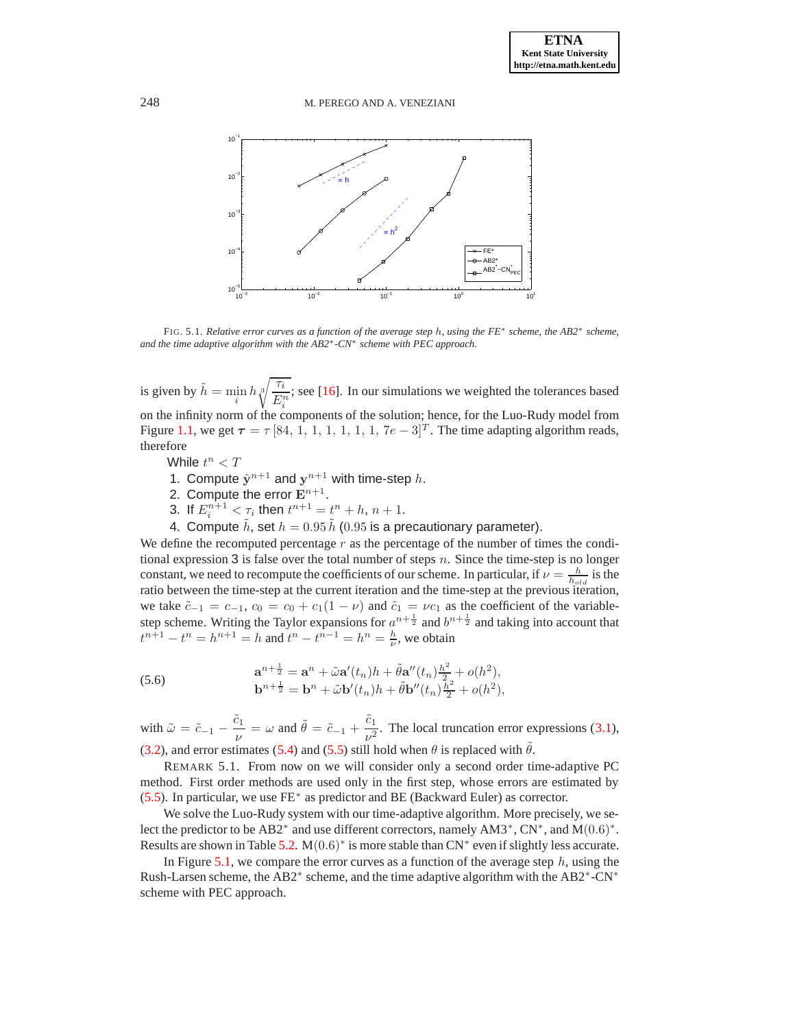FIG. 5.1. *Relative error curves as a function of the average step $h$, using the FE$^*$ scheme, the AB2$^*$ scheme, and the time adaptive algorithm with the AB2$^*$-CN$^*$ scheme with PEC approach.*

is given by $\tilde{h} = \min_i h \sqrt[3]{\frac{\tau_i}{E_i^n}}$; see [16]. In our simulations we weighted the tolerances based on the infinity norm of the components of the solution; hence, for the Luo-Rudy model from Figure 1.1, we get $\boldsymbol{\tau} = \tau\,[84,\ 1,\ 1,\ 1,\ 1,\ 1,\ 1,\ 7e-3]^T$. The time adapting algorithm reads, therefore

While $t^n < T$

1. Compute $\hat{\mathbf{y}}^{n+1}$ and $\mathbf{y}^{n+1}$ with time-step $h$.
2. Compute the error $\mathbf{E}^{n+1}$.
3. If $E_i^{n+1} < \tau_i$ then $t^{n+1} = t^n + h$, $n+1$.
4. Compute $\tilde{h}$, set $h = 0.95\,\tilde{h}$ ($0.95$ is a precautionary parameter).

We define the recomputed percentage $r$ as the percentage of the number of times the conditional expression 3 is false over the total number of steps $n$. Since the time-step is no longer constant, we need to recompute the coefficients of our scheme. In particular, if $\nu = \frac{h}{h_{old}}$ is the ratio between the time-step at the current iteration and the time-step at the previous iteration, we take $\tilde{c}_{-1} = c_{-1}$, $c_0 = c_0 + c_1(1-\nu)$ and $\tilde{c}_1 = \nu c_1$ as the coefficient of the variable-step scheme. Writing the Taylor expansions for $a^{n+\frac{1}{2}}$ and $b^{n+\frac{1}{2}}$ and taking into account that $t^{n+1} - t^n = h^{n+1} = h$ and $t^n - t^{n-1} = h^n = \frac{h}{\nu}$, we obtain

$$
\begin{aligned}
\mathbf{a}^{n+\frac{1}{2}} &= \mathbf{a}^n + \tilde{\omega}\mathbf{a}'(t_n)h + \tilde{\theta}\mathbf{a}''(t_n)\frac{h^2}{2} + o(h^2),\\
\mathbf{b}^{n+\frac{1}{2}} &= \mathbf{b}^n + \tilde{\omega}\mathbf{b}'(t_n)h + \tilde{\theta}\mathbf{b}''(t_n)\frac{h^2}{2} + o(h^2),
\end{aligned}
\tag{5.6}
$$

with $\tilde{\omega} = \tilde{c}_{-1} - \dfrac{\tilde{c}_1}{\nu} = \omega$ and $\tilde{\theta} = \tilde{c}_{-1} + \dfrac{\tilde{c}_1}{\nu^2}$. The local truncation error expressions (3.1), (3.2), and error estimates (5.4) and (5.5) still hold when $\theta$ is replaced with $\tilde{\theta}$.

REMARK 5.1. From now on we will consider only a second order time-adaptive PC method. First order methods are used only in the first step, whose errors are estimated by (5.5). In particular, we use FE$^*$ as predictor and BE (Backward Euler) as corrector.

We solve the Luo-Rudy system with our time-adaptive algorithm. More precisely, we select the predictor to be AB2$^*$ and use different correctors, namely AM3$^*$, CN$^*$, and M$(0.6)^*$. Results are shown in Table 5.2. M$(0.6)^*$ is more stable than CN$^*$ even if slightly less accurate.

In Figure 5.1, we compare the error curves as a function of the average step $h$, using the Rush-Larsen scheme, the AB2$^*$ scheme, and the time adaptive algorithm with the AB2$^*$-CN$^*$ scheme with PEC approach.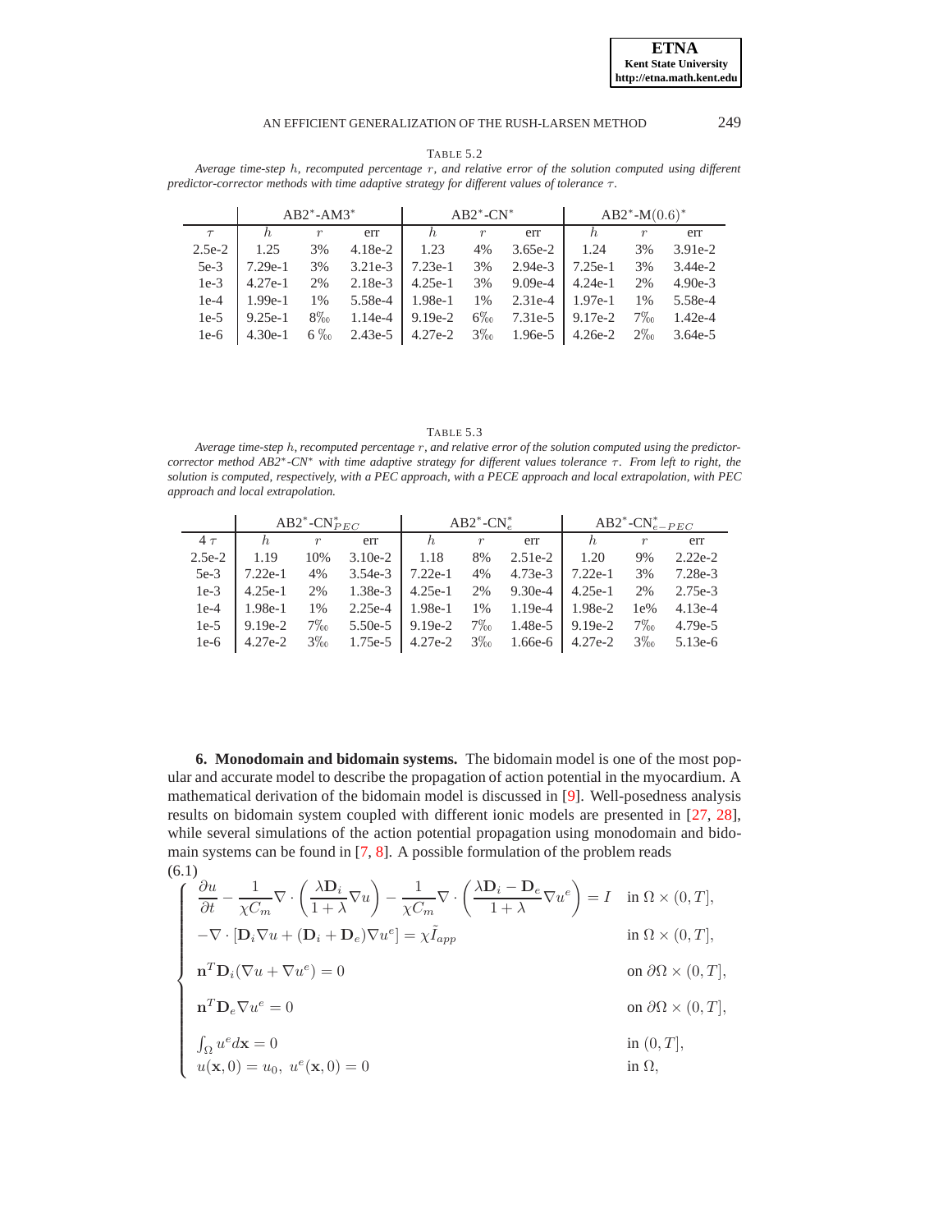TABLE 5.2

*Average time-step $h$, recomputed percentage $r$, and relative error of the solution computed using different predictor-corrector methods with time adaptive strategy for different values of tolerance $\tau$.*

| | AB2*-AM3* | | | AB2*-CN* | | | AB2*-M(0.6)* | | |
|---|---|---|---|---|---|---|---|---|---|
| $\tau$ | $h$ | $r$ | err | $h$ | $r$ | err | $h$ | $r$ | err |
| 2.5e-2 | 1.25 | 3% | 4.18e-2 | 1.23 | 4% | 3.65e-2 | 1.24 | 3% | 3.91e-2 |
| 5e-3 | 7.29e-1 | 3% | 3.21e-3 | 7.23e-1 | 3% | 2.94e-3 | 7.25e-1 | 3% | 3.44e-2 |
| 1e-3 | 4.27e-1 | 2% | 2.18e-3 | 4.25e-1 | 3% | 9.09e-4 | 4.24e-1 | 2% | 4.90e-3 |
| 1e-4 | 1.99e-1 | 1% | 5.58e-4 | 1.98e-1 | 1% | 2.31e-4 | 1.97e-1 | 1% | 5.58e-4 |
| 1e-5 | 9.25e-1 | 8‰ | 1.14e-4 | 9.19e-2 | 6‰ | 7.31e-5 | 9.17e-2 | 7‰ | 1.42e-4 |
| 1e-6 | 4.30e-1 | 6 ‰ | 2.43e-5 | 4.27e-2 | 3‰ | 1.96e-5 | 4.26e-2 | 2‰ | 3.64e-5 |

TABLE 5.3

*Average time-step $h$, recomputed percentage $r$, and relative error of the solution computed using the predictor-corrector method AB2*-CN* with time adaptive strategy for different values tolerance $\tau$. From left to right, the solution is computed, respectively, with a PEC approach, with a PECE approach and local extrapolation, with PEC approach and local extrapolation.*

| | AB2*-CN*$_{PEC}$ | | | AB2*-CN*$_{e}$ | | | AB2*-CN*$_{e-PEC}$ | | |
|---|---|---|---|---|---|---|---|---|---|
| $4\,\tau$ | $h$ | $r$ | err | $h$ | $r$ | err | $h$ | $r$ | err |
| 2.5e-2 | 1.19 | 10% | 3.10e-2 | 1.18 | 8% | 2.51e-2 | 1.20 | 9% | 2.22e-2 |
| 5e-3 | 7.22e-1 | 4% | 3.54e-3 | 7.22e-1 | 4% | 4.73e-3 | 7.22e-1 | 3% | 7.28e-3 |
| 1e-3 | 4.25e-1 | 2% | 1.38e-3 | 4.25e-1 | 2% | 9.30e-4 | 4.25e-1 | 2% | 2.75e-3 |
| 1e-4 | 1.98e-1 | 1% | 2.25e-4 | 1.98e-1 | 1% | 1.19e-4 | 1.98e-2 | 1e% | 4.13e-4 |
| 1e-5 | 9.19e-2 | 7‰ | 5.50e-5 | 9.19e-2 | 7‰ | 1.48e-5 | 9.19e-2 | 7‰ | 4.79e-5 |
| 1e-6 | 4.27e-2 | 3‰ | 1.75e-5 | 4.27e-2 | 3‰ | 1.66e-6 | 4.27e-2 | 3‰ | 5.13e-6 |

**6. Monodomain and bidomain systems.** The bidomain model is one of the most popular and accurate model to describe the propagation of action potential in the myocardium. A mathematical derivation of the bidomain model is discussed in [9]. Well-posedness analysis results on bidomain system coupled with different ionic models are presented in [27, 28], while several simulations of the action potential propagation using monodomain and bidomain systems can be found in [7, 8]. A possible formulation of the problem reads

$$
\begin{cases}
\dfrac{\partial u}{\partial t} - \dfrac{1}{\chi C_m}\nabla\cdot\left(\dfrac{\lambda \mathbf{D}_i}{1+\lambda}\nabla u\right) - \dfrac{1}{\chi C_m}\nabla\cdot\left(\dfrac{\lambda \mathbf{D}_i - \mathbf{D}_e}{1+\lambda}\nabla u^e\right) = I & \text{in } \Omega\times(0,T],\\
-\nabla\cdot\left[\mathbf{D}_i\nabla u + (\mathbf{D}_i+\mathbf{D}_e)\nabla u^e\right] = \chi \tilde{I}_{app} & \text{in } \Omega\times(0,T],\\
\mathbf{n}^T\mathbf{D}_i(\nabla u + \nabla u^e) = 0 & \text{on } \partial\Omega\times(0,T],\\
\mathbf{n}^T\mathbf{D}_e\nabla u^e = 0 & \text{on } \partial\Omega\times(0,T],\\
\int_\Omega u^e d\mathbf{x} = 0 & \text{in } (0,T],\\
u(\mathbf{x},0) = u_0,\ u^e(\mathbf{x},0) = 0 & \text{in } \Omega,
\end{cases}
\tag{6.1}
$$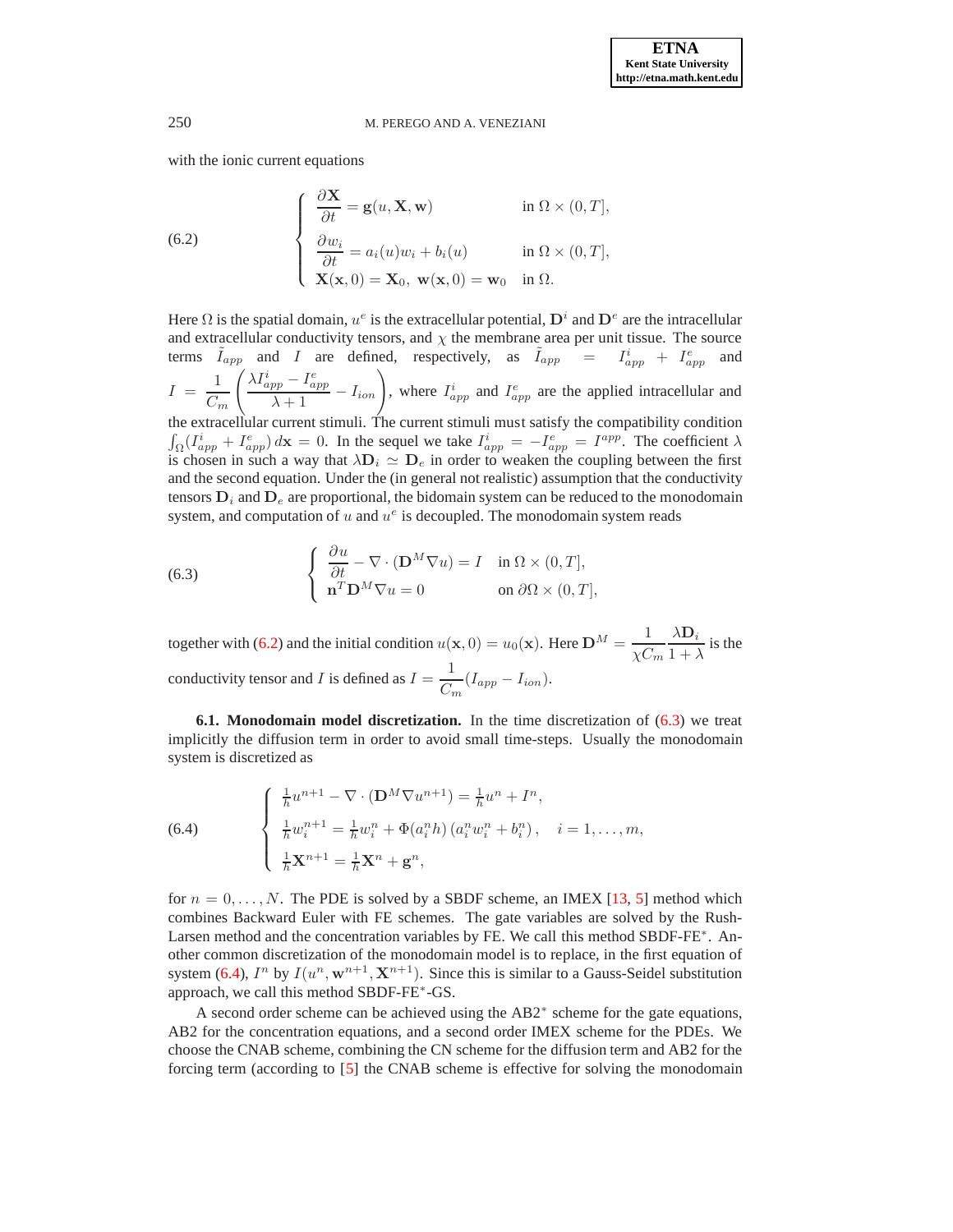with the ionic current equations

$$
\left\{
\begin{array}{ll}
\dfrac{\partial \mathbf{X}}{\partial t} = \mathbf{g}(u, \mathbf{X}, \mathbf{w}) & \text{in } \Omega \times (0,T], \\[2mm]
\dfrac{\partial w_i}{\partial t} = a_i(u) w_i + b_i(u) & \text{in } \Omega \times (0,T], \\[2mm]
\mathbf{X}(\mathbf{x},0) = \mathbf{X}_0, \ \mathbf{w}(\mathbf{x},0) = \mathbf{w}_0 & \text{in } \Omega.
\end{array}
\right.
\tag{6.2}
$$

Here $\Omega$ is the spatial domain, $u^e$ is the extracellular potential, $\mathbf{D}^i$ and $\mathbf{D}^e$ are the intracellular and extracellular conductivity tensors, and $\chi$ the membrane area per unit tissue. The source terms $\tilde{I}_{app}$ and $I$ are defined, respectively, as $\tilde{I}_{app} = I^i_{app} + I^e_{app}$ and $I = \dfrac{1}{C_m}\left(\dfrac{\lambda I^i_{app} - I^e_{app}}{\lambda + 1} - I_{ion}\right)$, where $I^i_{app}$ and $I^e_{app}$ are the applied intracellular and the extracellular current stimuli. The current stimuli must satisfy the compatibility condition $\int_\Omega (I^i_{app} + I^e_{app})\, d\mathbf{x} = 0$. In the sequel we take $I^i_{app} = -I^e_{app} = I^{app}$. The coefficient $\lambda$ is chosen in such a way that $\lambda \mathbf{D}_i \simeq \mathbf{D}_e$ in order to weaken the coupling between the first and the second equation. Under the (in general not realistic) assumption that the conductivity tensors $\mathbf{D}_i$ and $\mathbf{D}_e$ are proportional, the bidomain system can be reduced to the monodomain system, and computation of $u$ and $u^e$ is decoupled. The monodomain system reads

$$
\left\{
\begin{array}{ll}
\dfrac{\partial u}{\partial t} - \nabla \cdot (\mathbf{D}^M \nabla u) = I & \text{in } \Omega \times (0,T], \\[2mm]
\mathbf{n}^T \mathbf{D}^M \nabla u = 0 & \text{on } \partial\Omega \times (0,T],
\end{array}
\right.
\tag{6.3}
$$

together with (6.2) and the initial condition $u(\mathbf{x},0) = u_0(\mathbf{x})$. Here $\mathbf{D}^M = \dfrac{1}{\chi C_m}\dfrac{\lambda \mathbf{D}_i}{1+\lambda}$ is the conductivity tensor and $I$ is defined as $I = \dfrac{1}{C_m}(I_{app} - I_{ion})$.

**6.1. Monodomain model discretization.** In the time discretization of (6.3) we treat implicitly the diffusion term in order to avoid small time-steps. Usually the monodomain system is discretized as

$$
\left\{
\begin{array}{l}
\frac{1}{h} u^{n+1} - \nabla \cdot (\mathbf{D}^M \nabla u^{n+1}) = \frac{1}{h} u^n + I^n, \\[2mm]
\frac{1}{h} w_i^{n+1} = \frac{1}{h} w_i^n + \Phi(a_i^n h)\left(a_i^n w_i^n + b_i^n\right), \quad i = 1, \ldots, m, \\[2mm]
\frac{1}{h} \mathbf{X}^{n+1} = \frac{1}{h} \mathbf{X}^n + \mathbf{g}^n,
\end{array}
\right.
\tag{6.4}
$$

for $n = 0, \ldots, N$. The PDE is solved by a SBDF scheme, an IMEX [13, 5] method which combines Backward Euler with FE schemes. The gate variables are solved by the Rush-Larsen method and the concentration variables by FE. We call this method SBDF-FE$^*$. Another common discretization of the monodomain model is to replace, in the first equation of system (6.4), $I^n$ by $I(u^n, \mathbf{w}^{n+1}, \mathbf{X}^{n+1})$. Since this is similar to a Gauss-Seidel substitution approach, we call this method SBDF-FE$^*$-GS.

A second order scheme can be achieved using the AB2$^*$ scheme for the gate equations, AB2 for the concentration equations, and a second order IMEX scheme for the PDEs. We choose the CNAB scheme, combining the CN scheme for the diffusion term and AB2 for the forcing term (according to [5] the CNAB scheme is effective for solving the monodomain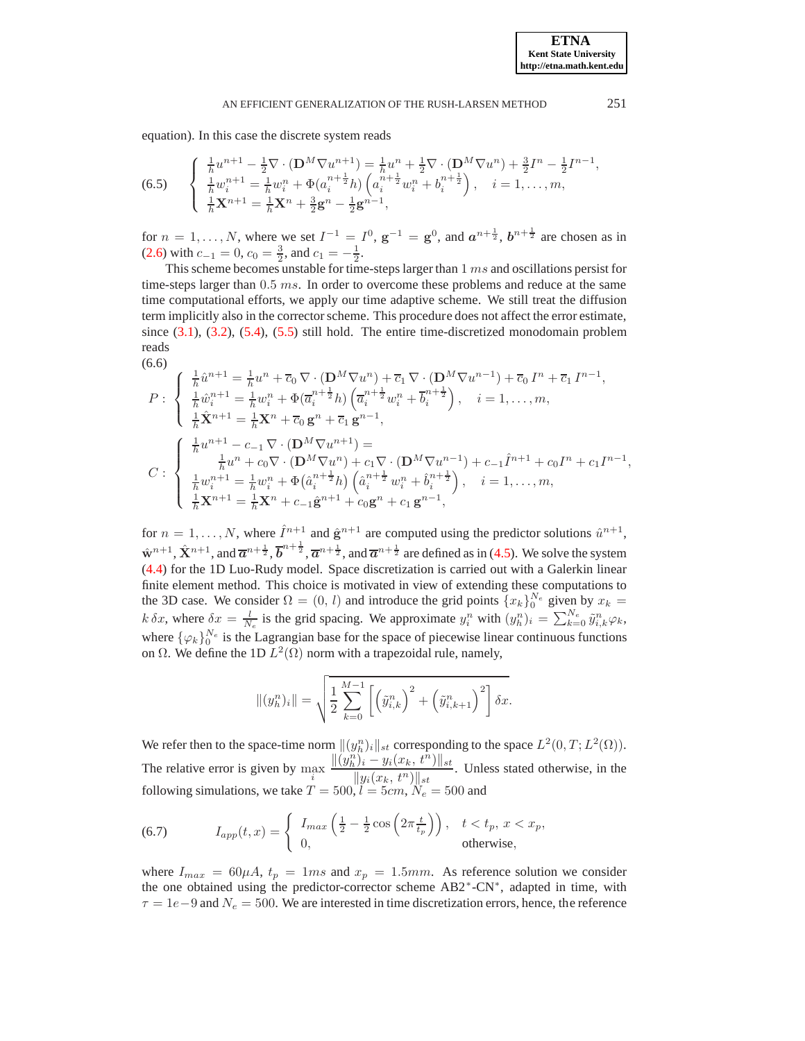equation). In this case the discrete system reads

$$
(6.5) \qquad \left\{ \begin{array}{l} \frac{1}{h}u^{n+1} - \frac{1}{2}\nabla \cdot (\mathbf{D}^M \nabla u^{n+1}) = \frac{1}{h}u^n + \frac{1}{2}\nabla \cdot (\mathbf{D}^M \nabla u^n) + \frac{3}{2}I^n - \frac{1}{2}I^{n-1}, \\ \frac{1}{h}w_i^{n+1} = \frac{1}{h}w_i^n + \Phi(a_i^{n+\frac{1}{2}}h)\left(a_i^{n+\frac{1}{2}}w_i^n + b_i^{n+\frac{1}{2}}\right), \quad i = 1, \ldots, m, \\ \frac{1}{h}\mathbf{X}^{n+1} = \frac{1}{h}\mathbf{X}^n + \frac{3}{2}\mathbf{g}^n - \frac{1}{2}\mathbf{g}^{n-1}, \end{array} \right.
$$

for $n = 1, \ldots, N$, where we set $I^{-1} = I^0$, $\mathbf{g}^{-1} = \mathbf{g}^0$, and $\boldsymbol{a}^{n+\frac{1}{2}}$, $\boldsymbol{b}^{n+\frac{1}{2}}$ are chosen as in (2.6) with $c_{-1} = 0$, $c_0 = \frac{3}{2}$, and $c_1 = -\frac{1}{2}$.

This scheme becomes unstable for time-steps larger than $1\ ms$ and oscillations persist for time-steps larger than $0.5\ ms$. In order to overcome these problems and reduce at the same time computational efforts, we apply our time adaptive scheme. We still treat the diffusion term implicitly also in the corrector scheme. This procedure does not affect the error estimate, since (3.1), (3.2), (5.4), (5.5) still hold. The entire time-discretized monodomain problem reads

(6.6)

$$
P: \left\{ \begin{array}{l} \frac{1}{h}\hat{u}^{n+1} = \frac{1}{h}u^n + \overline{c}_0\, \nabla \cdot (\mathbf{D}^M \nabla u^n) + \overline{c}_1\, \nabla \cdot (\mathbf{D}^M \nabla u^{n-1}) + \overline{c}_0\, I^n + \overline{c}_1\, I^{n-1}, \\ \frac{1}{h}\hat{w}_i^{n+1} = \frac{1}{h}w_i^n + \Phi(\overline{a}_i^{n+\frac{1}{2}}h)\left(\overline{a}_i^{n+\frac{1}{2}}w_i^n + \overline{b}_i^{n+\frac{1}{2}}\right), \quad i = 1, \ldots, m, \\ \frac{1}{h}\hat{\mathbf{X}}^{n+1} = \frac{1}{h}\mathbf{X}^n + \overline{c}_0\, \mathbf{g}^n + \overline{c}_1\, \mathbf{g}^{n-1}, \end{array} \right.
$$

$$
C: \left\{ \begin{array}{l} \frac{1}{h}u^{n+1} - c_{-1}\, \nabla \cdot (\mathbf{D}^M \nabla u^{n+1}) = \\ \qquad \frac{1}{h}u^n + c_0 \nabla \cdot (\mathbf{D}^M \nabla u^n) + c_1 \nabla \cdot (\mathbf{D}^M \nabla u^{n-1}) + c_{-1}\hat{I}^{n+1} + c_0 I^n + c_1 I^{n-1}, \\ \frac{1}{h}w_i^{n+1} = \frac{1}{h}w_i^n + \Phi(\hat{a}_i^{n+\frac{1}{2}}h)\left(\hat{a}_i^{n+\frac{1}{2}}\, w_i^n + \hat{b}_i^{n+\frac{1}{2}}\right), \quad i = 1, \ldots, m, \\ \frac{1}{h}\mathbf{X}^{n+1} = \frac{1}{h}\mathbf{X}^n + c_{-1}\hat{\mathbf{g}}^{n+1} + c_0 \mathbf{g}^n + c_1\, \mathbf{g}^{n-1}, \end{array} \right.
$$

for $n = 1, \ldots, N$, where $\hat{I}^{n+1}$ and $\hat{\mathbf{g}}^{n+1}$ are computed using the predictor solutions $\hat{u}^{n+1}$, $\hat{\mathbf{w}}^{n+1}$, $\hat{\mathbf{X}}^{n+1}$, and $\overline{\boldsymbol{a}}^{n+\frac{1}{2}}$, $\overline{\boldsymbol{b}}^{n+\frac{1}{2}}$, $\overline{\boldsymbol{a}}^{n+\frac{1}{2}}$, and $\overline{\boldsymbol{a}}^{n+\frac{1}{2}}$ are defined as in (4.5). We solve the system (4.4) for the 1D Luo-Rudy model. Space discretization is carried out with a Galerkin linear finite element method. This choice is motivated in view of extending these computations to the 3D case. We consider $\Omega = (0,\, l)$ and introduce the grid points $\{x_k\}_0^{N_e}$ given by $x_k = k\, \delta x$, where $\delta x = \frac{l}{N_e}$ is the grid spacing. We approximate $y_i^n$ with $(y_h^n)_i = \sum_{k=0}^{N_e} \tilde{y}_{i,k}^n \varphi_k$, where $\{\varphi_k\}_0^{N_e}$ is the Lagrangian base for the space of piecewise linear continuous functions on $\Omega$. We define the 1D $L^2(\Omega)$ norm with a trapezoidal rule, namely,

$$
\|(y_h^n)_i\| = \sqrt{\frac{1}{2}\sum_{k=0}^{M-1}\left[\left(\tilde{y}_{i,k}^n\right)^2 + \left(\tilde{y}_{i,k+1}^n\right)^2\right]\delta x}.
$$

We refer then to the space-time norm $\|(y_h^n)_i\|_{st}$ corresponding to the space $L^2(0, T; L^2(\Omega))$. The relative error is given by $\max\limits_i \dfrac{\|(y_h^n)_i - y_i(x_k,\, t^n)\|_{st}}{\|y_i(x_k,\, t^n)\|_{st}}$. Unless stated otherwise, in the following simulations, we take $T = 500$, $l = 5cm$, $N_e = 500$ and

$$
(6.7) \qquad I_{app}(t, x) = \left\{ \begin{array}{ll} I_{max}\left(\frac{1}{2} - \frac{1}{2}\cos\left(2\pi \frac{t}{t_p}\right)\right), & t < t_p,\ x < x_p, \\ 0, & \text{otherwise}, \end{array} \right.
$$

where $I_{max} = 60\mu A$, $t_p = 1ms$ and $x_p = 1.5mm$. As reference solution we consider the one obtained using the predictor-corrector scheme AB2$^*$-CN$^*$, adapted in time, with $\tau = 1e{-}9$ and $N_e = 500$. We are interested in time discretization errors, hence, the reference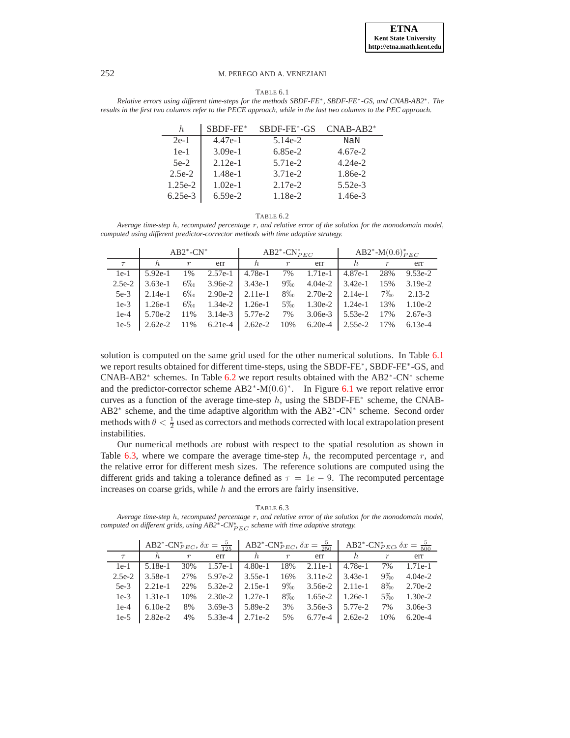TABLE 6.1

*Relative errors using different time-steps for the methods SBDF-FE$^*$, SBDF-FE$^*$-GS, and CNAB-AB2$^*$. The results in the first two columns refer to the PECE approach, while in the last two columns to the PEC approach.*

| $h$ | SBDF-FE$^*$ | SBDF-FE$^*$-GS | CNAB-AB2$^*$ |
|---|---|---|---|
| 2e-1 | 4.47e-1 | 5.14e-2 | NaN |
| 1e-1 | 3.09e-1 | 6.85e-2 | 4.67e-2 |
| 5e-2 | 2.12e-1 | 5.71e-2 | 4.24e-2 |
| 2.5e-2 | 1.48e-1 | 3.71e-2 | 1.86e-2 |
| 1.25e-2 | 1.02e-1 | 2.17e-2 | 5.52e-3 |
| 6.25e-3 | 6.59e-2 | 1.18e-2 | 1.46e-3 |

TABLE 6.2

*Average time-step $h$, recomputed percentage $r$, and relative error of the solution for the monodomain model, computed using different predictor-corrector methods with time adaptive strategy.*

| | AB2$^*$-CN$^*$ | | | AB2$^*$-CN$^*_{PEC}$ | | | AB2$^*$-M$(0.6)^*_{PEC}$ | | |
|---|---|---|---|---|---|---|---|---|---|
| $\tau$ | $h$ | $r$ | err | $h$ | $r$ | err | $h$ | $r$ | err |
| 1e-1 | 5.92e-1 | 1% | 2.57e-1 | 4.78e-1 | 7% | 1.71e-1 | 4.87e-1 | 28% | 9.53e-2 |
| 2.5e-2 | 3.63e-1 | 6‰ | 3.96e-2 | 3.43e-1 | 9‰ | 4.04e-2 | 3.42e-1 | 15% | 3.19e-2 |
| 5e-3 | 2.14e-1 | 6‰ | 2.90e-2 | 2.11e-1 | 8‰ | 2.70e-2 | 2.14e-1 | 7‰ | 2.13-2 |
| 1e-3 | 1.26e-1 | 6‰ | 1.34e-2 | 1.26e-1 | 5‰ | 1.30e-2 | 1.24e-1 | 13% | 1.10e-2 |
| 1e-4 | 5.70e-2 | 11% | 3.14e-3 | 5.77e-2 | 7% | 3.06e-3 | 5.53e-2 | 17% | 2.67e-3 |
| 1e-5 | 2.62e-2 | 11% | 6.21e-4 | 2.62e-2 | 10% | 6.20e-4 | 2.55e-2 | 17% | 6.13e-4 |

solution is computed on the same grid used for the other numerical solutions. In Table 6.1 we report results obtained for different time-steps, using the SBDF-FE$^*$, SBDF-FE$^*$-GS, and CNAB-AB2$^*$ schemes. In Table 6.2 we report results obtained with the AB2$^*$-CN$^*$ scheme and the predictor-corrector scheme AB2$^*$-M$(0.6)^*$. In Figure 6.1 we report relative error curves as a function of the average time-step $h$, using the SBDF-FE$^*$ scheme, the CNAB-AB2$^*$ scheme, and the time adaptive algorithm with the AB2$^*$-CN$^*$ scheme. Second order methods with $\theta < \frac{1}{2}$ used as correctors and methods corrected with local extrapolation present instabilities.

Our numerical methods are robust with respect to the spatial resolution as shown in Table 6.3, where we compare the average time-step $h$, the recomputed percentage $r$, and the relative error for different mesh sizes. The reference solutions are computed using the different grids and taking a tolerance defined as $\tau = 1e-9$. The recomputed percentage increases on coarse grids, while $h$ and the errors are fairly insensitive.

TABLE 6.3

*Average time-step $h$, recomputed percentage $r$, and relative error of the solution for the monodomain model, computed on different grids, using AB2$^*$-CN$^*_{PEC}$ scheme with time adaptive strategy.*

| | AB2$^*$-CN$^*_{PEC}$, $\delta x = \frac{5}{125}$ | | | AB2$^*$-CN$^*_{PEC}$, $\delta x = \frac{5}{250}$ | | | AB2$^*$-CN$^*_{PEC}$, $\delta x = \frac{5}{500}$ | | |
|---|---|---|---|---|---|---|---|---|---|
| $\tau$ | $h$ | $r$ | err | $h$ | $r$ | err | $h$ | $r$ | err |
| 1e-1 | 5.18e-1 | 30% | 1.57e-1 | 4.80e-1 | 18% | 2.11e-1 | 4.78e-1 | 7% | 1.71e-1 |
| 2.5e-2 | 3.58e-1 | 27% | 5.97e-2 | 3.55e-1 | 16% | 3.11e-2 | 3.43e-1 | 9‰ | 4.04e-2 |
| 5e-3 | 2.21e-1 | 22% | 5.32e-2 | 2.15e-1 | 9‰ | 3.56e-2 | 2.11e-1 | 8‰ | 2.70e-2 |
| 1e-3 | 1.31e-1 | 10% | 2.30e-2 | 1.27e-1 | 8‰ | 1.65e-2 | 1.26e-1 | 5‰ | 1.30e-2 |
| 1e-4 | 6.10e-2 | 8% | 3.69e-3 | 5.89e-2 | 3% | 3.56e-3 | 5.77e-2 | 7% | 3.06e-3 |
| 1e-5 | 2.82e-2 | 4% | 5.33e-4 | 2.71e-2 | 5% | 6.77e-4 | 2.62e-2 | 10% | 6.20e-4 |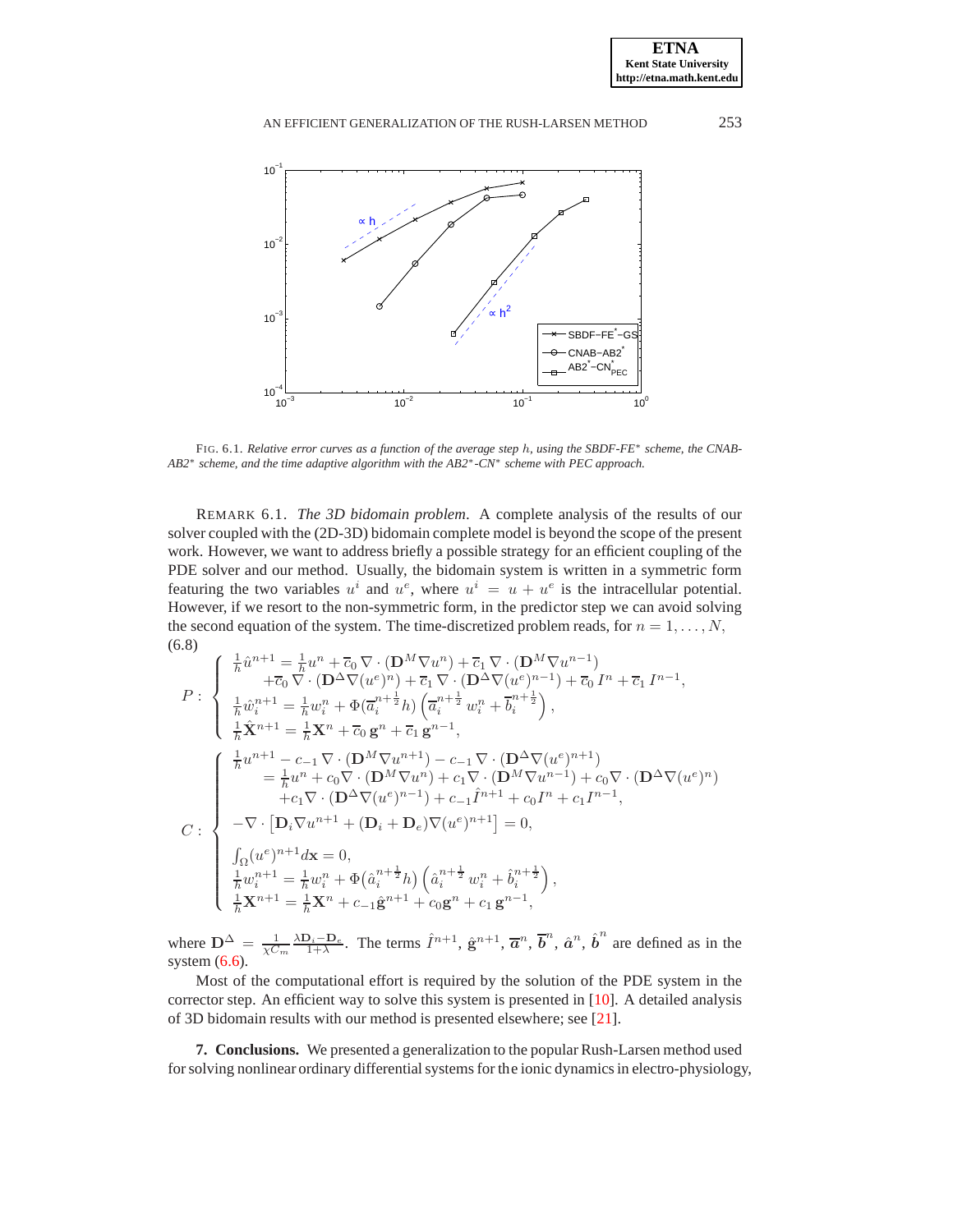FIG. 6.1. *Relative error curves as a function of the average step $h$, using the SBDF-FE$^*$ scheme, the CNAB-AB2$^*$ scheme, and the time adaptive algorithm with the AB2$^*$-CN$^*$ scheme with PEC approach.*

REMARK 6.1. *The 3D bidomain problem*. A complete analysis of the results of our solver coupled with the (2D-3D) bidomain complete model is beyond the scope of the present work. However, we want to address briefly a possible strategy for an efficient coupling of the PDE solver and our method. Usually, the bidomain system is written in a symmetric form featuring the two variables $u^i$ and $u^e$, where $u^i = u + u^e$ is the intracellular potential. However, if we resort to the non-symmetric form, in the predictor step we can avoid solving the second equation of the system. The time-discretized problem reads, for $n = 1, \ldots, N$,

$$
P: \left\{ \begin{array}{l}
\frac{1}{h}\hat{u}^{n+1} = \frac{1}{h}u^n + \overline{c}_0\,\nabla\cdot(\mathbf{D}^M\nabla u^n) + \overline{c}_1\,\nabla\cdot(\mathbf{D}^M\nabla u^{n-1}) \\
\qquad +\overline{c}_0\,\nabla\cdot(\mathbf{D}^\Delta\nabla(u^e)^n) + \overline{c}_1\,\nabla\cdot(\mathbf{D}^\Delta\nabla(u^e)^{n-1}) + \overline{c}_0\,I^n + \overline{c}_1\,I^{n-1}, \\
\frac{1}{h}\hat{w}_i^{n+1} = \frac{1}{h}w_i^n + \Phi(\overline{a}_i^{n+\frac{1}{2}}h)\left(\overline{a}_i^{n+\frac{1}{2}}\,w_i^n + \overline{b}_i^{n+\frac{1}{2}}\right), \\
\frac{1}{h}\hat{\mathbf{X}}^{n+1} = \frac{1}{h}\mathbf{X}^n + \overline{c}_0\,\mathbf{g}^n + \overline{c}_1\,\mathbf{g}^{n-1},
\end{array}\right.
\tag{6.8}
$$

$$
C: \left\{ \begin{array}{l}
\frac{1}{h}u^{n+1} - c_{-1}\,\nabla\cdot(\mathbf{D}^M\nabla u^{n+1}) - c_{-1}\,\nabla\cdot(\mathbf{D}^\Delta\nabla(u^e)^{n+1}) \\
\qquad = \frac{1}{h}u^n + c_0\nabla\cdot(\mathbf{D}^M\nabla u^n) + c_1\nabla\cdot(\mathbf{D}^M\nabla u^{n-1}) + c_0\nabla\cdot(\mathbf{D}^\Delta\nabla(u^e)^n) \\
\qquad\quad +c_1\nabla\cdot(\mathbf{D}^\Delta\nabla(u^e)^{n-1}) + c_{-1}\hat{I}^{n+1} + c_0 I^n + c_1 I^{n-1}, \\
-\nabla\cdot\left[\mathbf{D}_i\nabla u^{n+1} + (\mathbf{D}_i+\mathbf{D}_e)\nabla(u^e)^{n+1}\right] = 0, \\
\int_\Omega (u^e)^{n+1}d\mathbf{x} = 0, \\
\frac{1}{h}w_i^{n+1} = \frac{1}{h}w_i^n + \Phi(\hat{a}_i^{n+\frac{1}{2}}h)\left(\hat{a}_i^{n+\frac{1}{2}}\,w_i^n + \hat{b}_i^{n+\frac{1}{2}}\right), \\
\frac{1}{h}\mathbf{X}^{n+1} = \frac{1}{h}\mathbf{X}^n + c_{-1}\hat{\mathbf{g}}^{n+1} + c_0\mathbf{g}^n + c_1\,\mathbf{g}^{n-1},
\end{array}\right.
$$

where $\mathbf{D}^\Delta = \frac{1}{\chi C_m}\frac{\lambda\mathbf{D}_i - \mathbf{D}_e}{1+\lambda}$. The terms $\hat{I}^{n+1}$, $\hat{\mathbf{g}}^{n+1}$, $\overline{\boldsymbol{a}}^n$, $\overline{\boldsymbol{b}}^n$, $\hat{\boldsymbol{a}}^n$, $\hat{\boldsymbol{b}}^n$ are defined as in the system (6.6).

Most of the computational effort is required by the solution of the PDE system in the corrector step. An efficient way to solve this system is presented in [10]. A detailed analysis of 3D bidomain results with our method is presented elsewhere; see [21].

## 7. Conclusions.

We presented a generalization to the popular Rush-Larsen method used for solving nonlinear ordinary differential systems for the ionic dynamics in electro-physiology,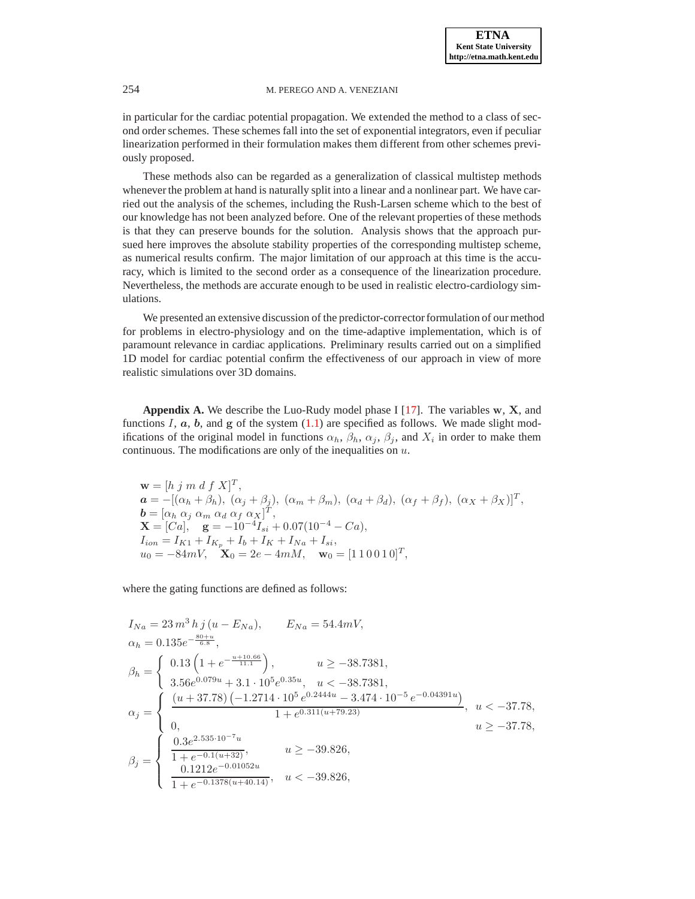in particular for the cardiac potential propagation. We extended the method to a class of second order schemes. These schemes fall into the set of exponential integrators, even if peculiar linearization performed in their formulation makes them different from other schemes previously proposed.

These methods also can be regarded as a generalization of classical multistep methods whenever the problem at hand is naturally split into a linear and a nonlinear part. We have carried out the analysis of the schemes, including the Rush-Larsen scheme which to the best of our knowledge has not been analyzed before. One of the relevant properties of these methods is that they can preserve bounds for the solution. Analysis shows that the approach pursued here improves the absolute stability properties of the corresponding multistep scheme, as numerical results confirm. The major limitation of our approach at this time is the accuracy, which is limited to the second order as a consequence of the linearization procedure. Nevertheless, the methods are accurate enough to be used in realistic electro-cardiology simulations.

We presented an extensive discussion of the predictor-corrector formulation of our method for problems in electro-physiology and on the time-adaptive implementation, which is of paramount relevance in cardiac applications. Preliminary results carried out on a simplified 1D model for cardiac potential confirm the effectiveness of our approach in view of more realistic simulations over 3D domains.

**Appendix A.** We describe the Luo-Rudy model phase I [17]. The variables $\mathbf{w}$, $\mathbf{X}$, and functions $I$, $\boldsymbol{a}$, $\boldsymbol{b}$, and $\mathbf{g}$ of the system (1.1) are specified as follows. We made slight modifications of the original model in functions $\alpha_h$, $\beta_h$, $\alpha_j$, $\beta_j$, and $X_i$ in order to make them continuous. The modifications are only of the inequalities on $u$.

$$
\begin{aligned}
&\mathbf{w} = [h\; j\; m\; d\; f\; X]^T,\\
&\boldsymbol{a} = -[(\alpha_h+\beta_h),\ (\alpha_j+\beta_j),\ (\alpha_m+\beta_m),\ (\alpha_d+\beta_d),\ (\alpha_f+\beta_f),\ (\alpha_X+\beta_X)]^T,\\
&\boldsymbol{b} = [\alpha_h\; \alpha_j\; \alpha_m\; \alpha_d\; \alpha_f\; \alpha_X]^T,\\
&\mathbf{X} = [Ca], \quad \mathbf{g} = -10^{-4} I_{si} + 0.07(10^{-4} - Ca),\\
&I_{ion} = I_{K1} + I_{K_p} + I_b + I_K + I_{Na} + I_{si},\\
&u_0 = -84mV, \quad \mathbf{X}_0 = 2e-4mM, \quad \mathbf{w}_0 = [1\,1\,0\,0\,1\,0]^T,
\end{aligned}
$$

where the gating functions are defined as follows:

$$
\begin{aligned}
&I_{Na} = 23\, m^3\, h\, j\, (u - E_{Na}), \qquad E_{Na} = 54.4mV,\\
&\alpha_h = 0.135 e^{-\frac{80+u}{6.8}},\\
&\beta_h = \begin{cases} 0.13\left(1 + e^{-\frac{u+10.66}{11.1}}\right), & u \geq -38.7381,\\ 3.56 e^{0.079u} + 3.1\cdot 10^5 e^{0.35u}, & u < -38.7381,\end{cases}\\
&\alpha_j = \begin{cases} \dfrac{(u+37.78)\left(-1.2714\cdot 10^5\, e^{0.2444u} - 3.474\cdot 10^{-5}\, e^{-0.04391u}\right)}{1 + e^{0.311(u+79.23)}}, & u < -37.78,\\ 0, & u \geq -37.78,\end{cases}\\
&\beta_j = \begin{cases} \dfrac{0.3 e^{2.535\cdot 10^{-7}u}}{1 + e^{-0.1(u+32)}}, & u \geq -39.826,\\ \dfrac{0.1212 e^{-0.01052u}}{1 + e^{-0.1378(u+40.14)}}, & u < -39.826,\end{cases}
\end{aligned}
$$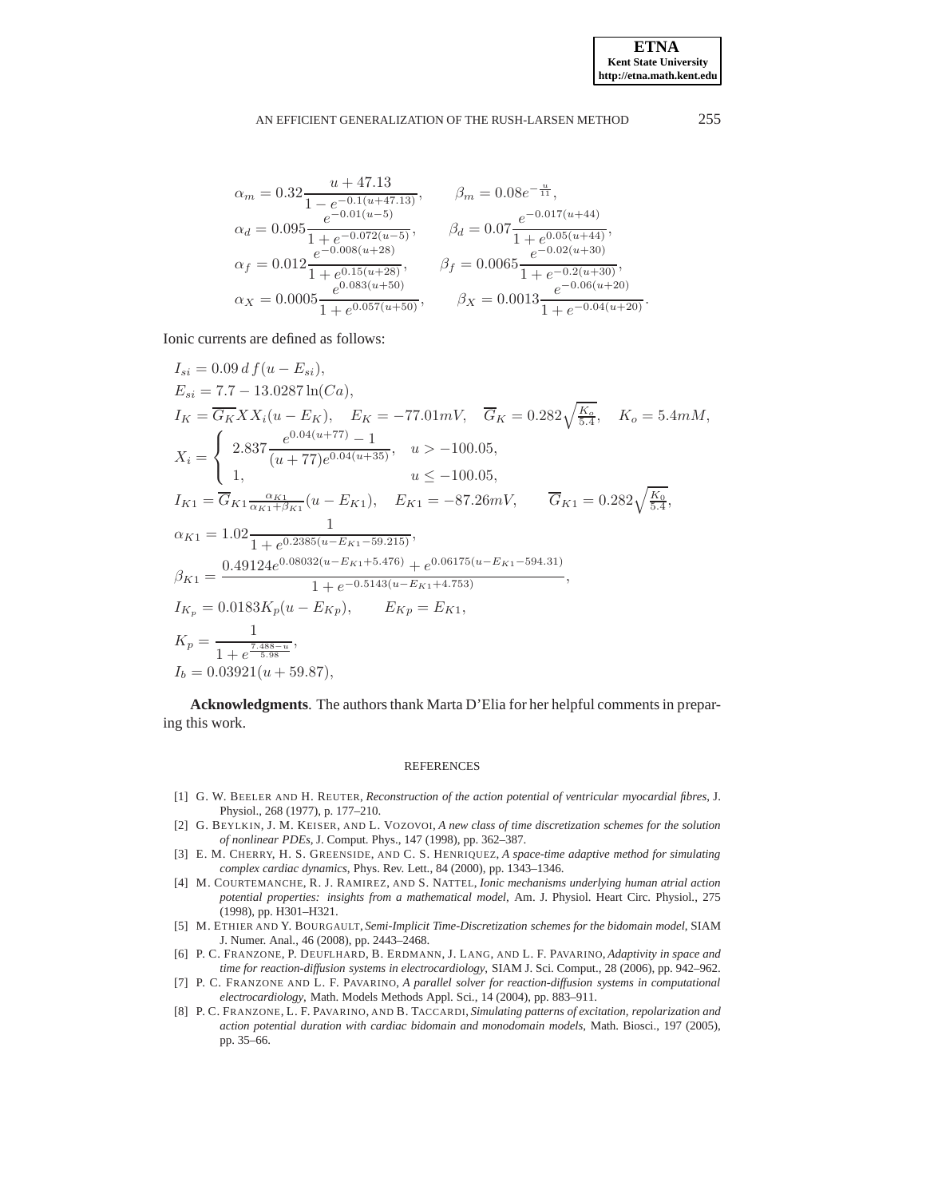$$
\begin{aligned}
\alpha_m &= 0.32\frac{u+47.13}{1-e^{-0.1(u+47.13)}}, & \beta_m &= 0.08e^{-\frac{u}{11}},\\
\alpha_d &= 0.095\frac{e^{-0.01(u-5)}}{1+e^{-0.072(u-5)}}, & \beta_d &= 0.07\frac{e^{-0.017(u+44)}}{1+e^{0.05(u+44)}},\\
\alpha_f &= 0.012\frac{e^{-0.008(u+28)}}{1+e^{0.15(u+28)}}, & \beta_f &= 0.0065\frac{e^{-0.02(u+30)}}{1+e^{-0.2(u+30)}},\\
\alpha_X &= 0.0005\frac{e^{0.083(u+50)}}{1+e^{0.057(u+50)}}, & \beta_X &= 0.0013\frac{e^{-0.06(u+20)}}{1+e^{-0.04(u+20)}}.
\end{aligned}
$$

Ionic currents are defined as follows:

$$
\begin{aligned}
&I_{si} = 0.09\, d\, f(u-E_{si}),\\
&E_{si} = 7.7 - 13.0287\ln(Ca),\\
&I_K = \overline{G_K} X X_i (u-E_K), \quad E_K = -77.01mV, \quad \overline{G}_K = 0.282\sqrt{\tfrac{K_o}{5.4}}, \quad K_o = 5.4mM,\\
&X_i = \begin{cases} 2.837\dfrac{e^{0.04(u+77)}-1}{(u+77)e^{0.04(u+35)}}, & u > -100.05,\\ 1, & u \le -100.05, \end{cases}\\
&I_{K1} = \overline{G}_{K1}\tfrac{\alpha_{K1}}{\alpha_{K1}+\beta_{K1}}(u-E_{K1}), \quad E_{K1} = -87.26mV, \qquad \overline{G}_{K1} = 0.282\sqrt{\tfrac{K_0}{5.4}},\\
&\alpha_{K1} = 1.02\frac{1}{1+e^{0.2385(u-E_{K1}-59.215)}},\\
&\beta_{K1} = \frac{0.49124e^{0.08032(u-E_{K1}+5.476)} + e^{0.06175(u-E_{K1}-594.31)}}{1+e^{-0.5143(u-E_{K1}+4.753)}},\\
&I_{K_p} = 0.0183K_p(u-E_{Kp}), \qquad E_{Kp} = E_{K1},\\
&K_p = \frac{1}{1+e^{\frac{7.488-u}{5.98}}},\\
&I_b = 0.03921(u+59.87),
\end{aligned}
$$

**Acknowledgments**. The authors thank Marta D'Elia for her helpful comments in preparing this work.

## REFERENCES

[1] G. W. Beeler and H. Reuter, *Reconstruction of the action potential of ventricular myocardial fibres*, J. Physiol., 268 (1977), p. 177–210.

[2] G. Beylkin, J. M. Keiser, and L. Vozovoi, *A new class of time discretization schemes for the solution of nonlinear PDEs*, J. Comput. Phys., 147 (1998), pp. 362–387.

[3] E. M. Cherry, H. S. Greenside, and C. S. Henriquez, *A space-time adaptive method for simulating complex cardiac dynamics*, Phys. Rev. Lett., 84 (2000), pp. 1343–1346.

[4] M. Courtemanche, R. J. Ramirez, and S. Nattel, *Ionic mechanisms underlying human atrial action potential properties: insights from a mathematical model*, Am. J. Physiol. Heart Circ. Physiol., 275 (1998), pp. H301–H321.

[5] M. Ethier and Y. Bourgault, *Semi-Implicit Time-Discretization schemes for the bidomain model*, SIAM J. Numer. Anal., 46 (2008), pp. 2443–2468.

[6] P. C. Franzone, P. Deuflhard, B. Erdmann, J. Lang, and L. F. Pavarino, *Adaptivity in space and time for reaction-diffusion systems in electrocardiology*, SIAM J. Sci. Comput., 28 (2006), pp. 942–962.

[7] P. C. Franzone and L. F. Pavarino, *A parallel solver for reaction-diffusion systems in computational electrocardiology*, Math. Models Methods Appl. Sci., 14 (2004), pp. 883–911.

[8] P. C. Franzone, L. F. Pavarino, and B. Taccardi, *Simulating patterns of excitation, repolarization and action potential duration with cardiac bidomain and monodomain models*, Math. Biosci., 197 (2005), pp. 35–66.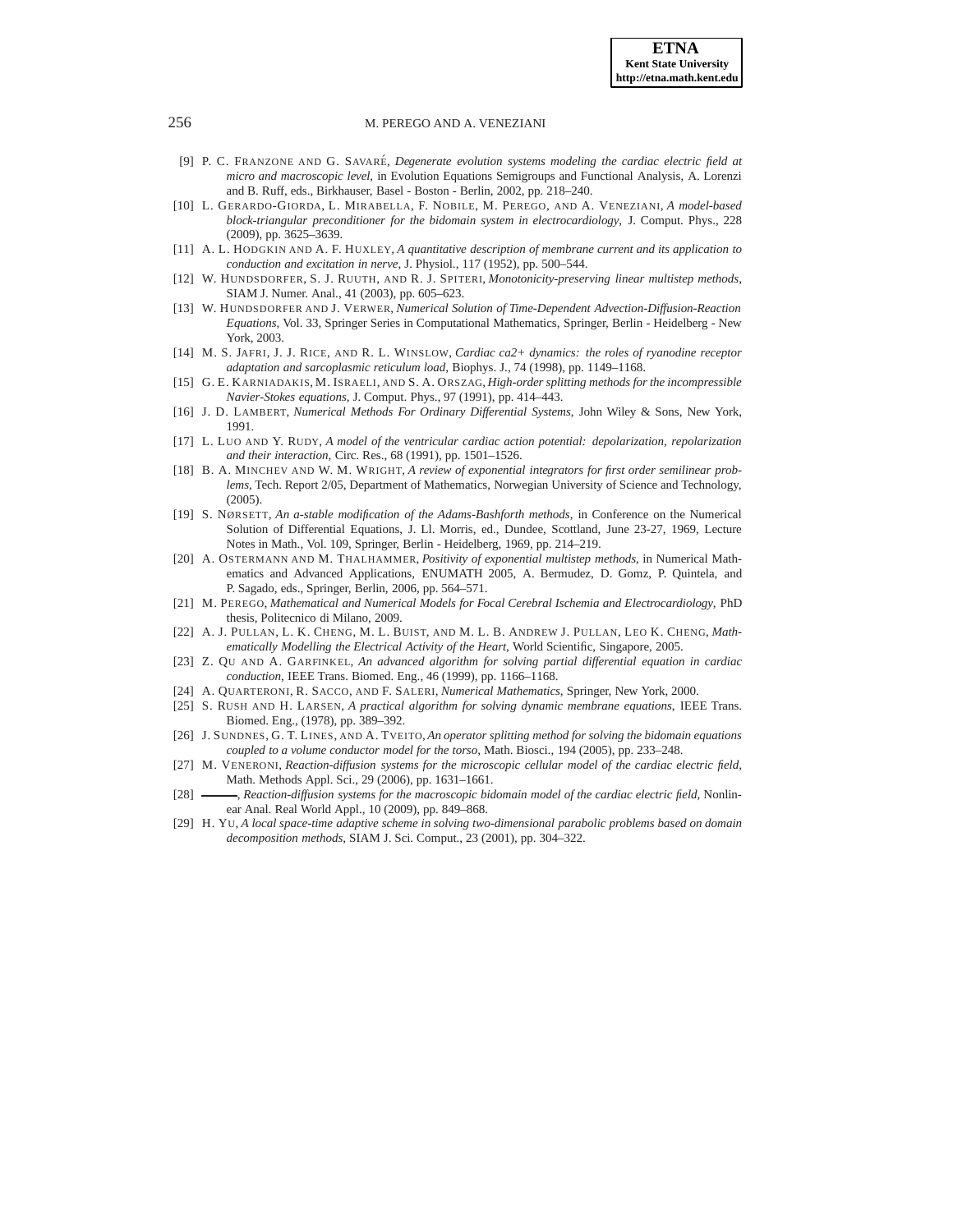[9] P. C. Franzone and G. Savaré, *Degenerate evolution systems modeling the cardiac electric field at micro and macroscopic level*, in Evolution Equations Semigroups and Functional Analysis, A. Lorenzi and B. Ruff, eds., Birkhauser, Basel - Boston - Berlin, 2002, pp. 218–240.

[10] L. Gerardo-Giorda, L. Mirabella, F. Nobile, M. Perego, and A. Veneziani, *A model-based block-triangular preconditioner for the bidomain system in electrocardiology*, J. Comput. Phys., 228 (2009), pp. 3625–3639.

[11] A. L. Hodgkin and A. F. Huxley, *A quantitative description of membrane current and its application to conduction and excitation in nerve*, J. Physiol., 117 (1952), pp. 500–544.

[12] W. Hundsdorfer, S. J. Ruuth, and R. J. Spiteri, *Monotonicity-preserving linear multistep methods*, SIAM J. Numer. Anal., 41 (2003), pp. 605–623.

[13] W. Hundsdorfer and J. Verwer, *Numerical Solution of Time-Dependent Advection-Diffusion-Reaction Equations*, Vol. 33, Springer Series in Computational Mathematics, Springer, Berlin - Heidelberg - New York, 2003.

[14] M. S. Jafri, J. J. Rice, and R. L. Winslow, *Cardiac ca2+ dynamics: the roles of ryanodine receptor adaptation and sarcoplasmic reticulum load*, Biophys. J., 74 (1998), pp. 1149–1168.

[15] G. E. Karniadakis, M. Israeli, and S. A. Orszag, *High-order splitting methods for the incompressible Navier-Stokes equations*, J. Comput. Phys., 97 (1991), pp. 414–443.

[16] J. D. Lambert, *Numerical Methods For Ordinary Differential Systems*, John Wiley & Sons, New York, 1991.

[17] L. Luo and Y. Rudy, *A model of the ventricular cardiac action potential: depolarization, repolarization and their interaction*, Circ. Res., 68 (1991), pp. 1501–1526.

[18] B. A. Minchev and W. M. Wright, *A review of exponential integrators for first order semilinear problems*, Tech. Report 2/05, Department of Mathematics, Norwegian University of Science and Technology, (2005).

[19] S. Nørsett, *An a-stable modification of the Adams-Bashforth methods*, in Conference on the Numerical Solution of Differential Equations, J. Ll. Morris, ed., Dundee, Scottland, June 23-27, 1969, Lecture Notes in Math., Vol. 109, Springer, Berlin - Heidelberg, 1969, pp. 214–219.

[20] A. Ostermann and M. Thalhammer, *Positivity of exponential multistep methods*, in Numerical Mathematics and Advanced Applications, ENUMATH 2005, A. Bermudez, D. Gomz, P. Quintela, and P. Sagado, eds., Springer, Berlin, 2006, pp. 564–571.

[21] M. Perego, *Mathematical and Numerical Models for Focal Cerebral Ischemia and Electrocardiology*, PhD thesis, Politecnico di Milano, 2009.

[22] A. J. Pullan, L. K. Cheng, M. L. Buist, and M. L. B. Andrew J. Pullan, Leo K. Cheng, *Mathematically Modelling the Electrical Activity of the Heart*, World Scientific, Singapore, 2005.

[23] Z. Qu and A. Garfinkel, *An advanced algorithm for solving partial differential equation in cardiac conduction*, IEEE Trans. Biomed. Eng., 46 (1999), pp. 1166–1168.

[24] A. Quarteroni, R. Sacco, and F. Saleri, *Numerical Mathematics*, Springer, New York, 2000.

[25] S. Rush and H. Larsen, *A practical algorithm for solving dynamic membrane equations*, IEEE Trans. Biomed. Eng., (1978), pp. 389–392.

[26] J. Sundnes, G. T. Lines, and A. Tveito, *An operator splitting method for solving the bidomain equations coupled to a volume conductor model for the torso*, Math. Biosci., 194 (2005), pp. 233–248.

[27] M. Veneroni, *Reaction-diffusion systems for the microscopic cellular model of the cardiac electric field*, Math. Methods Appl. Sci., 29 (2006), pp. 1631–1661.

[28] ———, *Reaction-diffusion systems for the macroscopic bidomain model of the cardiac electric field*, Nonlinear Anal. Real World Appl., 10 (2009), pp. 849–868.

[29] H. Yu, *A local space-time adaptive scheme in solving two-dimensional parabolic problems based on domain decomposition methods*, SIAM J. Sci. Comput., 23 (2001), pp. 304–322.